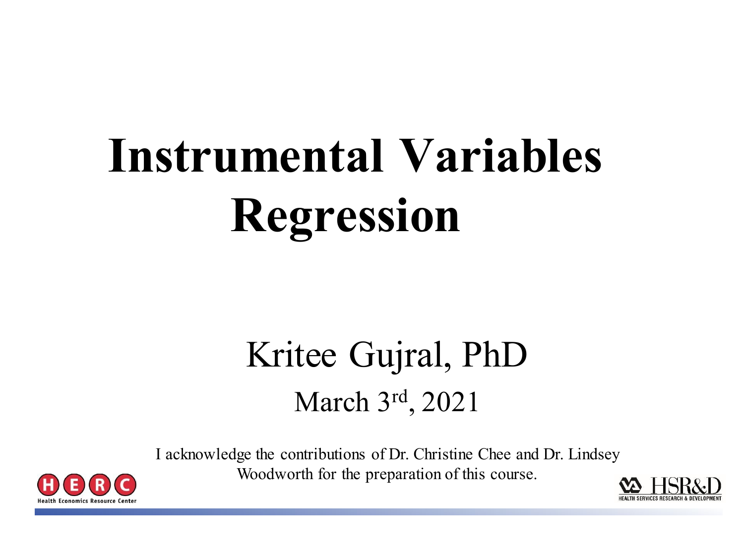# Instrumental Variables Regression

Kritee Gujral, PhD

March 3rd, 2021

I acknowledge the contributions of Dr. Christine Chee and Dr. Lindsey Woodworth for the preparation of this course.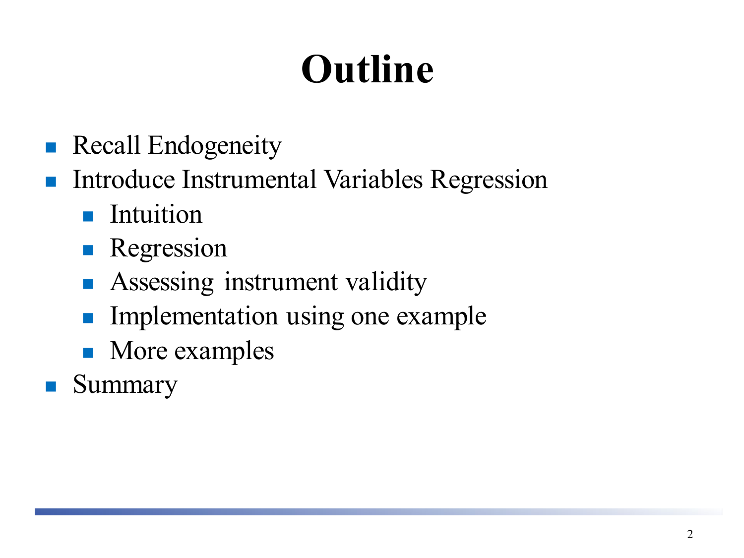# Outline

- Recall Endogeneity
- Introduce Instrumental Variables Regression
  - Intuition
  - Regression
  - Assessing instrument validity
  - Implementation using one example
  - More examples
- Summary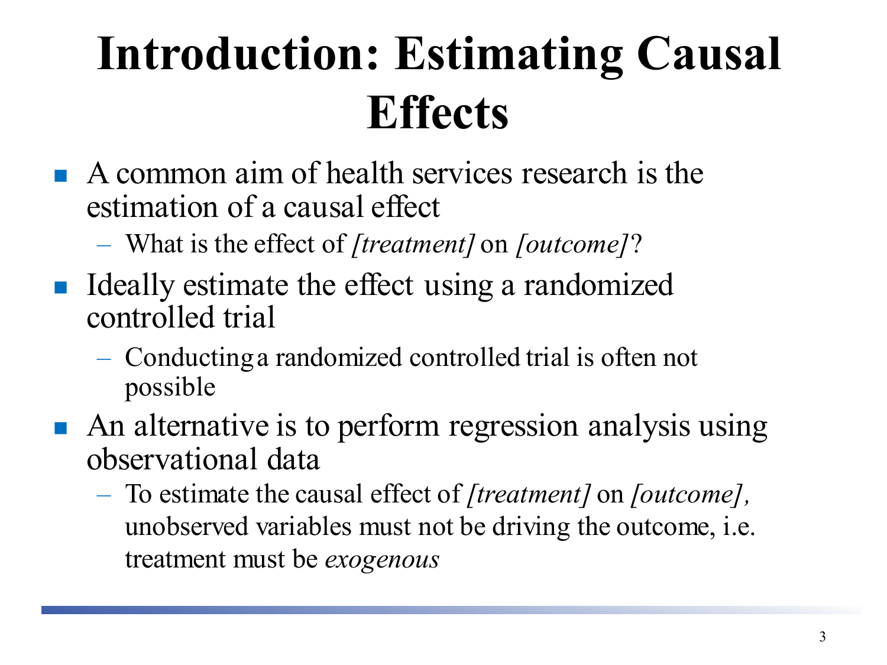# Introduction: Estimating Causal Effects

- A common aim of health services research is the estimation of a causal effect
  - What is the effect of *[treatment]* on *[outcome]*?
- Ideally estimate the effect using a randomized controlled trial
  - Conducting a randomized controlled trial is often not possible
- An alternative is to perform regression analysis using observational data
  - To estimate the causal effect of *[treatment]* on *[outcome],* unobserved variables must not be driving the outcome, i.e. treatment must be *exogenous*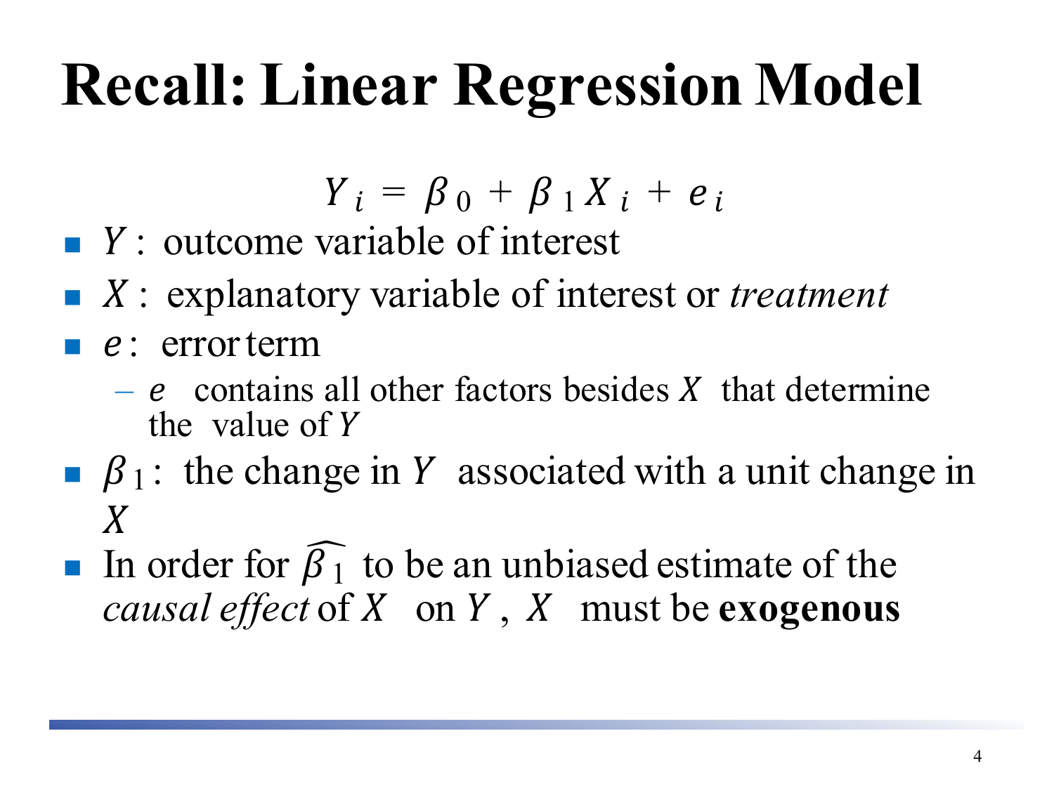# Recall: Linear Regression Model

$$Y_i = \beta_0 + \beta_1 X_i + e_i$$

- $Y$ : outcome variable of interest
- $X$ : explanatory variable of interest or *treatment*
- $e$ : error term
  - $e$ contains all other factors besides $X$ that determine the value of $Y$
- $\beta_1$ : the change in $Y$ associated with a unit change in $X$
- In order for $\widehat{\beta_1}$ to be an unbiased estimate of the *causal effect* of $X$ on $Y$, $X$ must be **exogenous**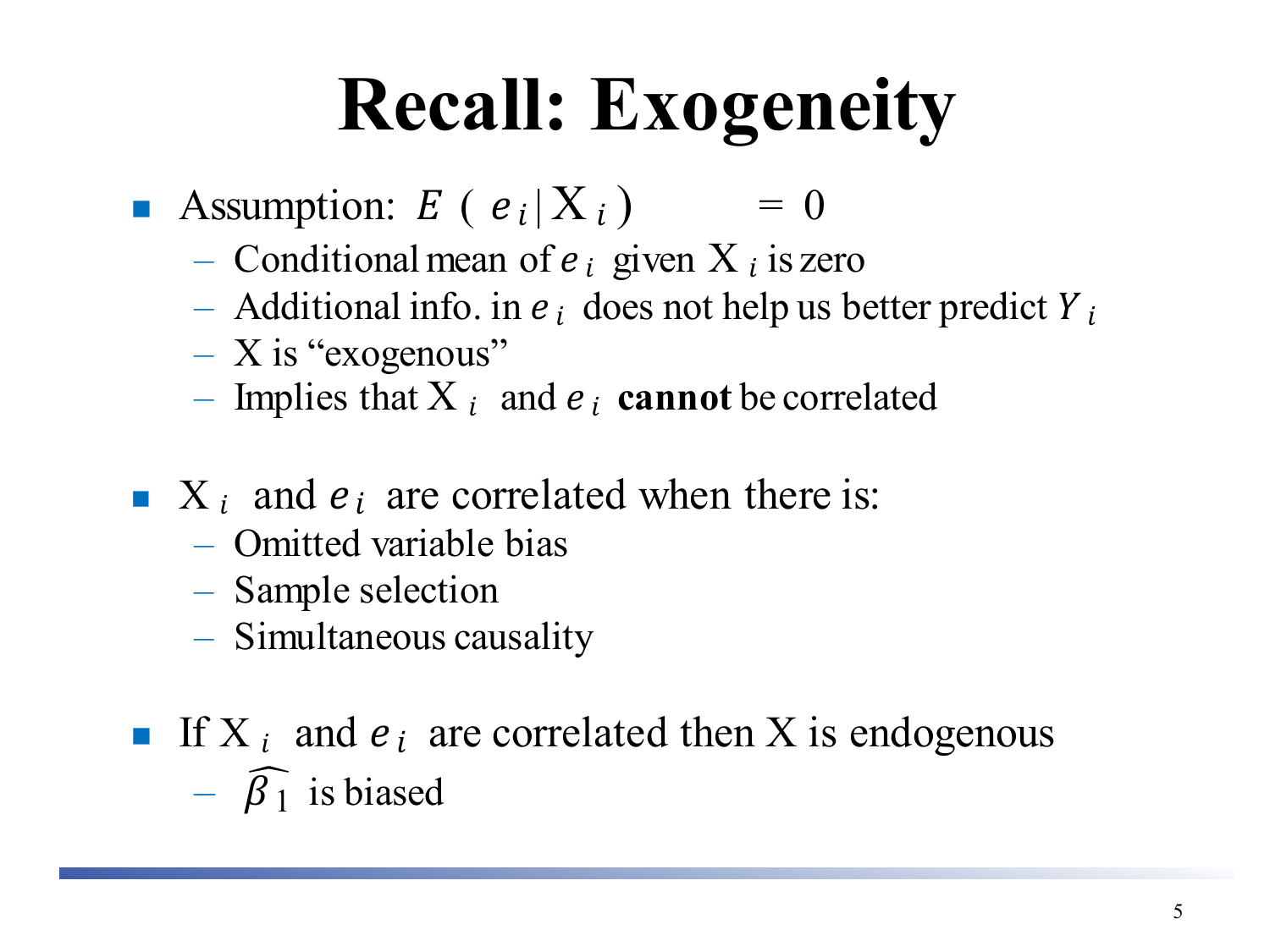# Recall: Exogeneity

- Assumption: $E\ (e_i | \mathrm{X}_i) = 0$
  - Conditional mean of $e_i$ given $\mathrm{X}_i$ is zero
  - Additional info. in $e_i$ does not help us better predict $Y_i$
  - X is "exogenous"
  - Implies that $\mathrm{X}_i$ and $e_i$ **cannot** be correlated

- $\mathrm{X}_i$ and $e_i$ are correlated when there is:
  - Omitted variable bias
  - Sample selection
  - Simultaneous causality

- If $\mathrm{X}_i$ and $e_i$ are correlated then X is endogenous
  - $\widehat{\beta_1}$ is biased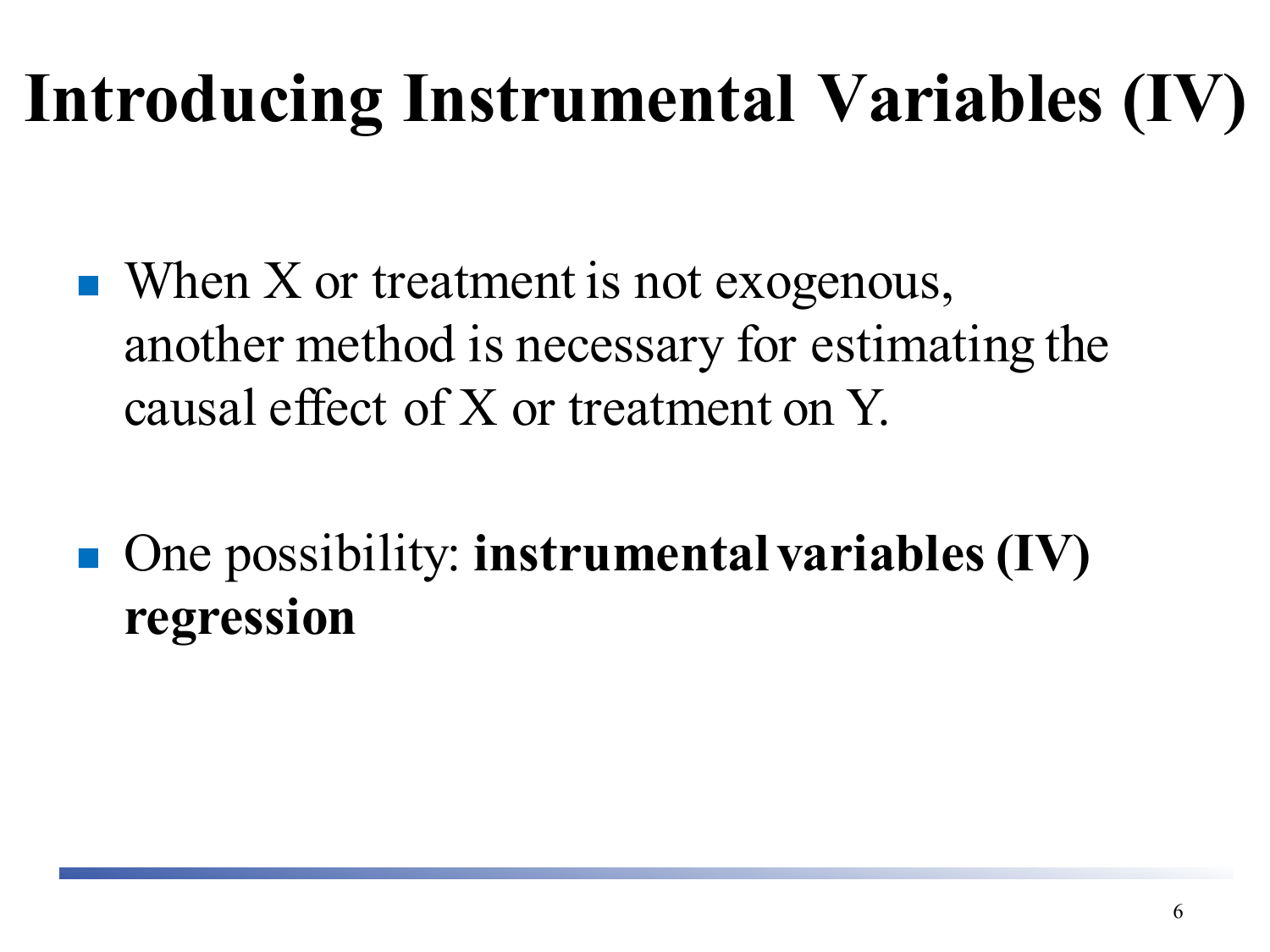# Introducing Instrumental Variables (IV)

- When X or treatment is not exogenous, another method is necessary for estimating the causal effect of X or treatment on Y.

- One possibility: **instrumental variables (IV) regression**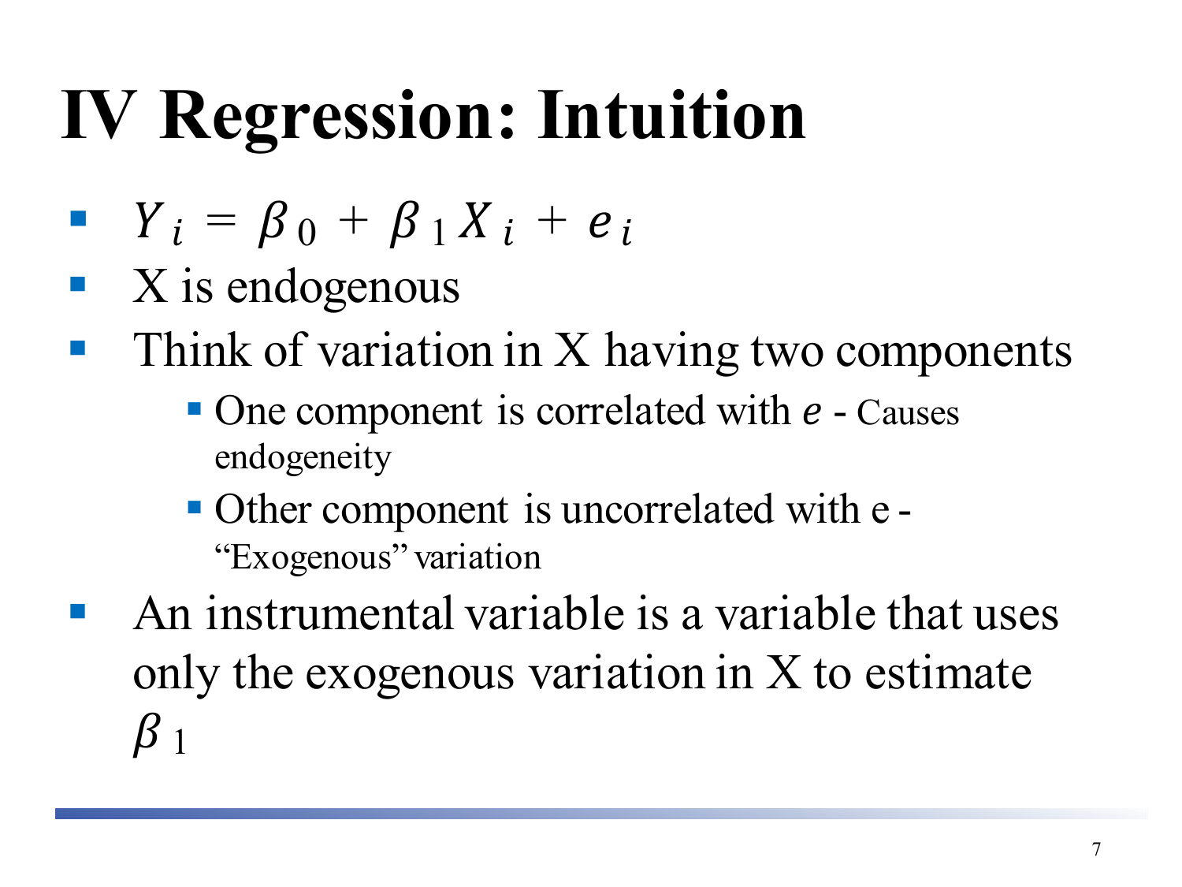# IV Regression: Intuition

- $Y_i = \beta_0 + \beta_1 X_i + e_i$
- X is endogenous
- Think of variation in X having two components
  - One component is correlated with $e$ - Causes endogeneity
  - Other component is uncorrelated with e - "Exogenous" variation
- An instrumental variable is a variable that uses only the exogenous variation in X to estimate $\beta_1$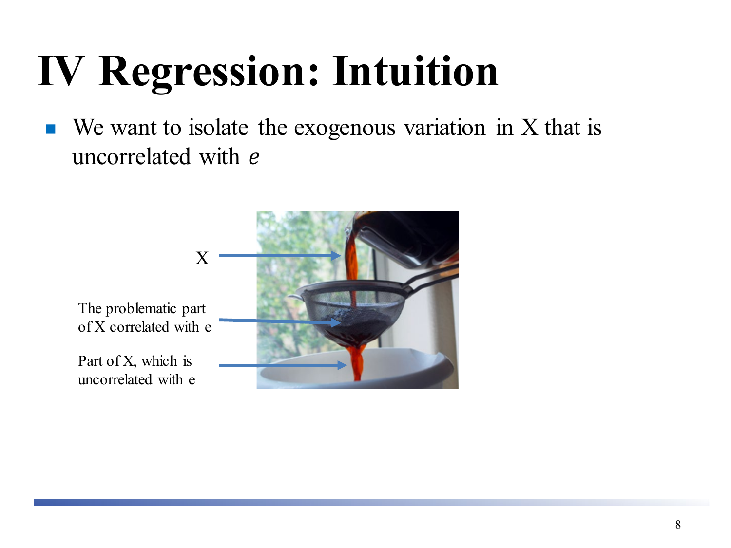# IV Regression: Intuition

- We want to isolate the exogenous variation in X that is uncorrelated with *e*

X

The problematic part of X correlated with e

Part of X, which is uncorrelated with e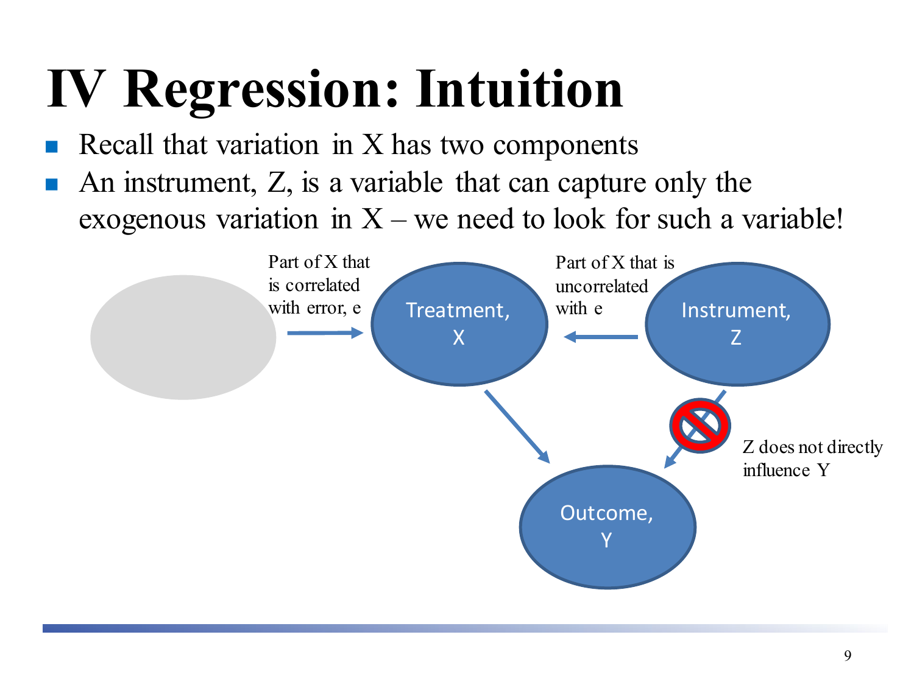# IV Regression: Intuition

- Recall that variation in X has two components
- An instrument, Z, is a variable that can capture only the exogenous variation in X – we need to look for such a variable!

Part of X that is correlated with error, e

Treatment, X

Part of X that is uncorrelated with e

Instrument, Z

Z does not directly influence Y

Outcome, Y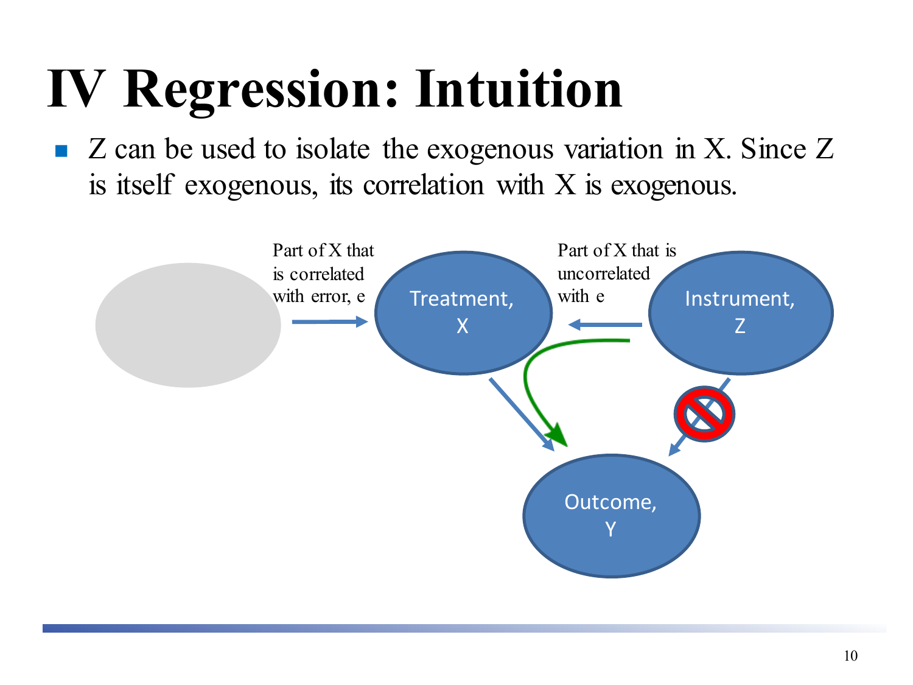# IV Regression: Intuition

- Z can be used to isolate the exogenous variation in X. Since Z is itself exogenous, its correlation with X is exogenous.

Part of X that is correlated with error, e

Treatment, X

Part of X that is uncorrelated with e

Instrument, Z

Outcome, Y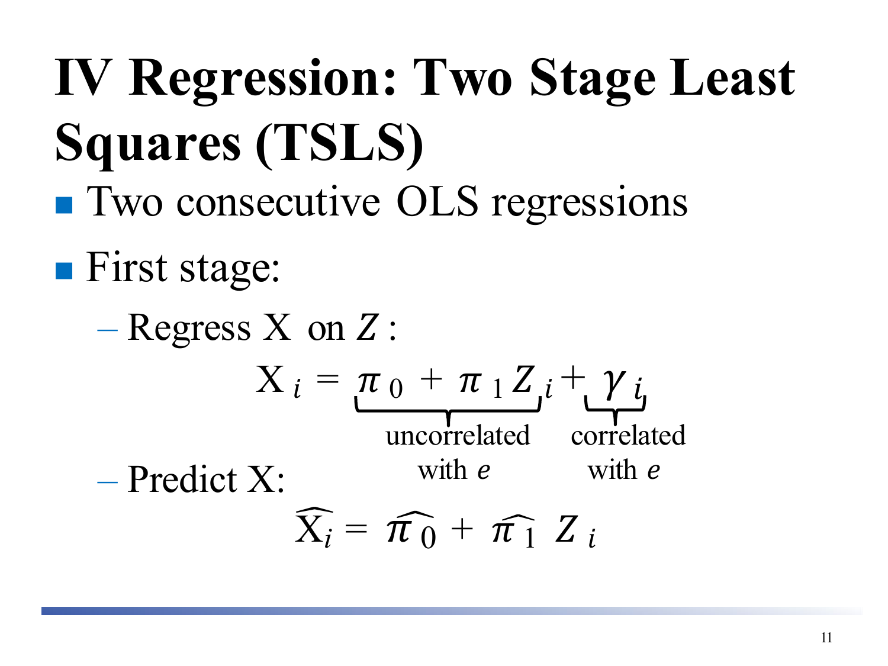# IV Regression: Two Stage Least Squares (TSLS)

- Two consecutive OLS regressions
- First stage:
  - Regress X on $Z$:

$$X_i = \underbrace{\pi_0 + \pi_1 Z_i}_{\text{uncorrelated with } e} + \underbrace{\gamma_i}_{\text{correlated with } e}$$

  - Predict X:

$$\widehat{X_i} = \widehat{\pi_0} + \widehat{\pi_1} Z_i$$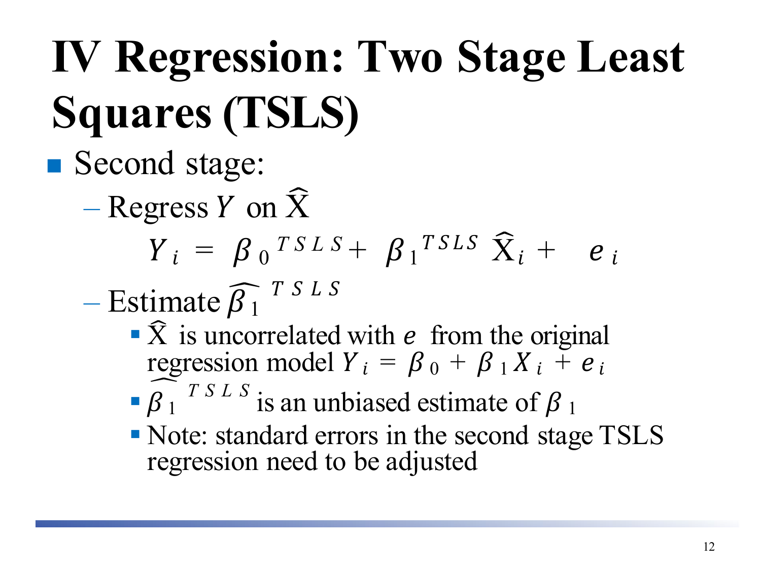# IV Regression: Two Stage Least Squares (TSLS)

- Second stage:
  - Regress $Y$ on $\widehat{X}$

    $$Y_i = \beta_0^{TSLS} + \beta_1^{TSLS}\,\widehat{X}_i + e_i$$

  - Estimate $\widehat{\beta_1}^{TSLS}$
    - $\widehat{X}$ is uncorrelated with $e$ from the original regression model $Y_i = \beta_0 + \beta_1 X_i + e_i$
    - $\widehat{\beta_1}^{TSLS}$ is an unbiased estimate of $\beta_1$
    - Note: standard errors in the second stage TSLS regression need to be adjusted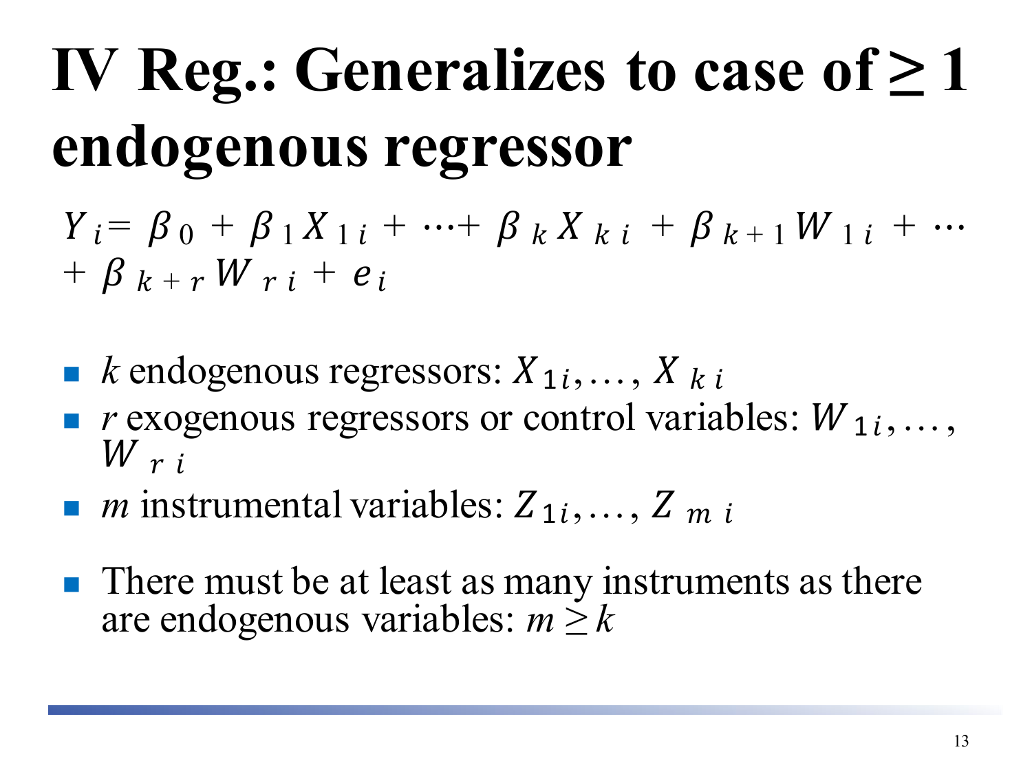# IV Reg.: Generalizes to case of ≥ 1 endogenous regressor

$$Y_i = \beta_0 + \beta_1 X_{1i} + \cdots + \beta_k X_{ki} + \beta_{k+1} W_{1i} + \cdots + \beta_{k+r} W_{ri} + e_i$$

- $k$ endogenous regressors: $X_{1i}, \ldots, X_{ki}$
- $r$ exogenous regressors or control variables: $W_{1i}, \ldots, W_{ri}$
- $m$ instrumental variables: $Z_{1i}, \ldots, Z_{mi}$

- There must be at least as many instruments as there are endogenous variables: $m \geq k$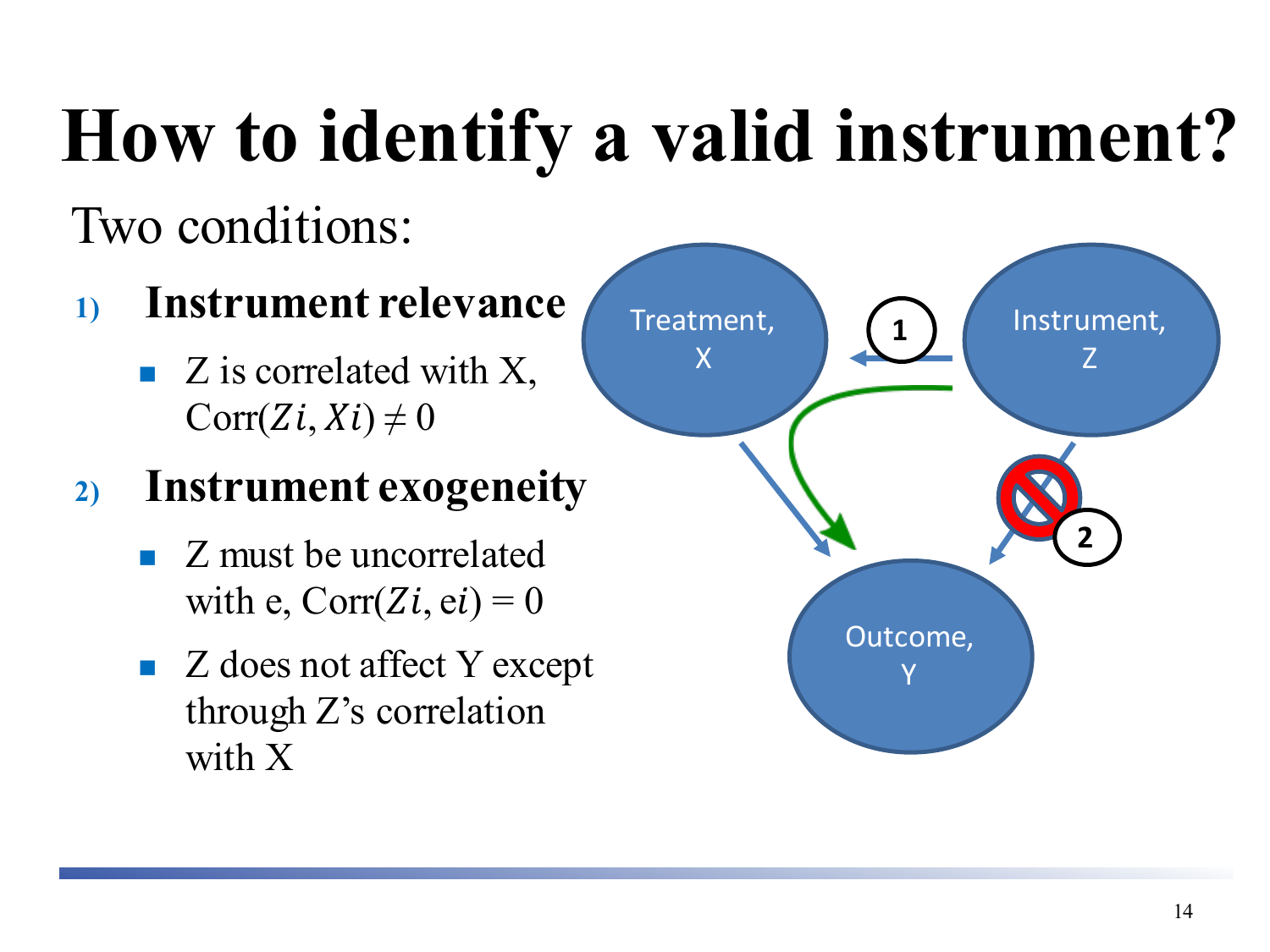# How to identify a valid instrument?

Two conditions:

1) **Instrument relevance**
   - Z is correlated with X, $\text{Corr}(Z_i, X_i) \neq 0$

2) **Instrument exogeneity**
   - Z must be uncorrelated with e, $\text{Corr}(Z_i, e_i) = 0$
   - Z does not affect Y except through Z's correlation with X

Treatment, X

Instrument, Z

Outcome, Y

1

2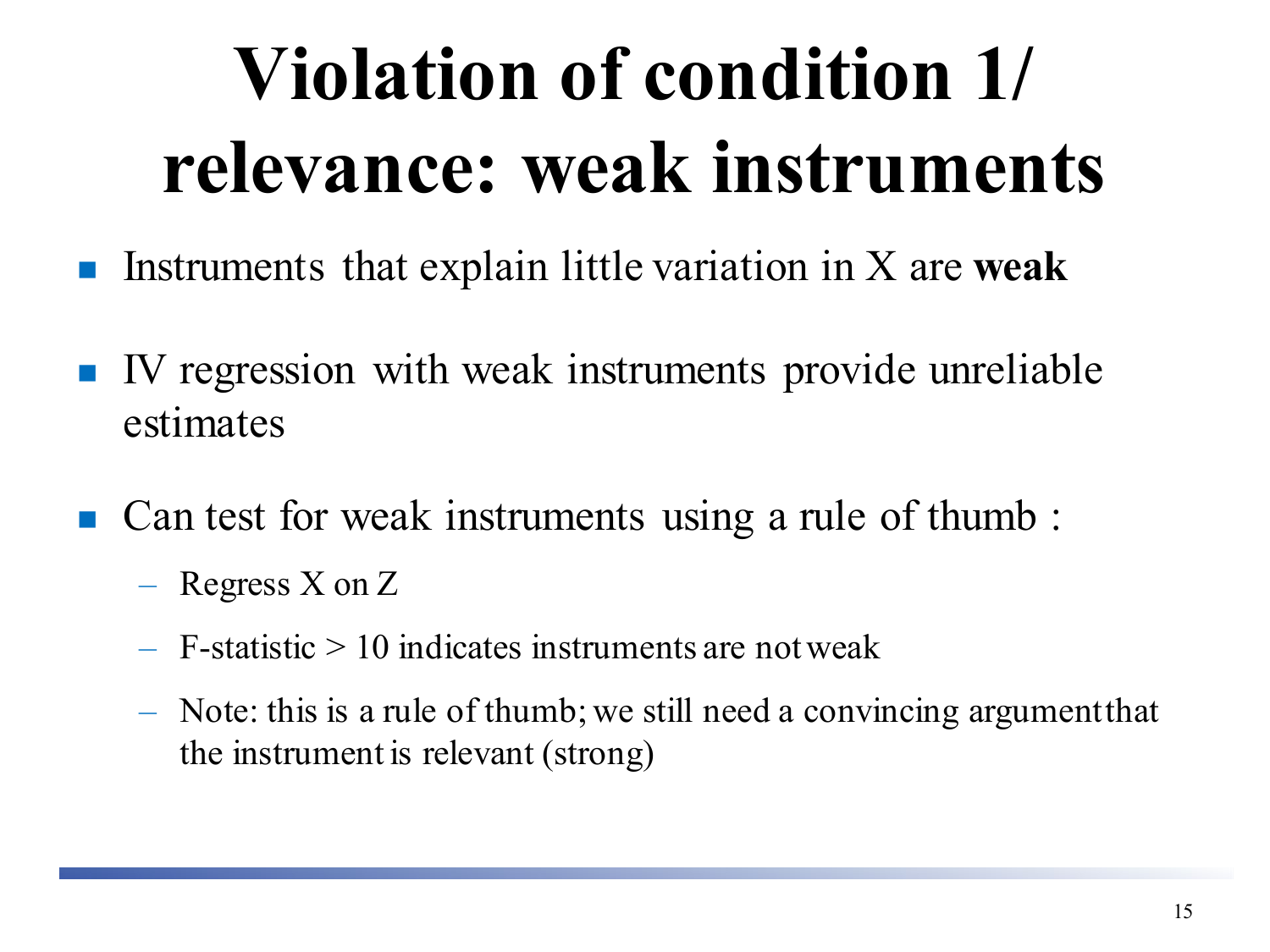# Violation of condition 1/ relevance: weak instruments

- Instruments that explain little variation in X are **weak**
- IV regression with weak instruments provide unreliable estimates
- Can test for weak instruments using a rule of thumb :
  - Regress X on Z
  - F-statistic > 10 indicates instruments are not weak
  - Note: this is a rule of thumb; we still need a convincing argument that the instrument is relevant (strong)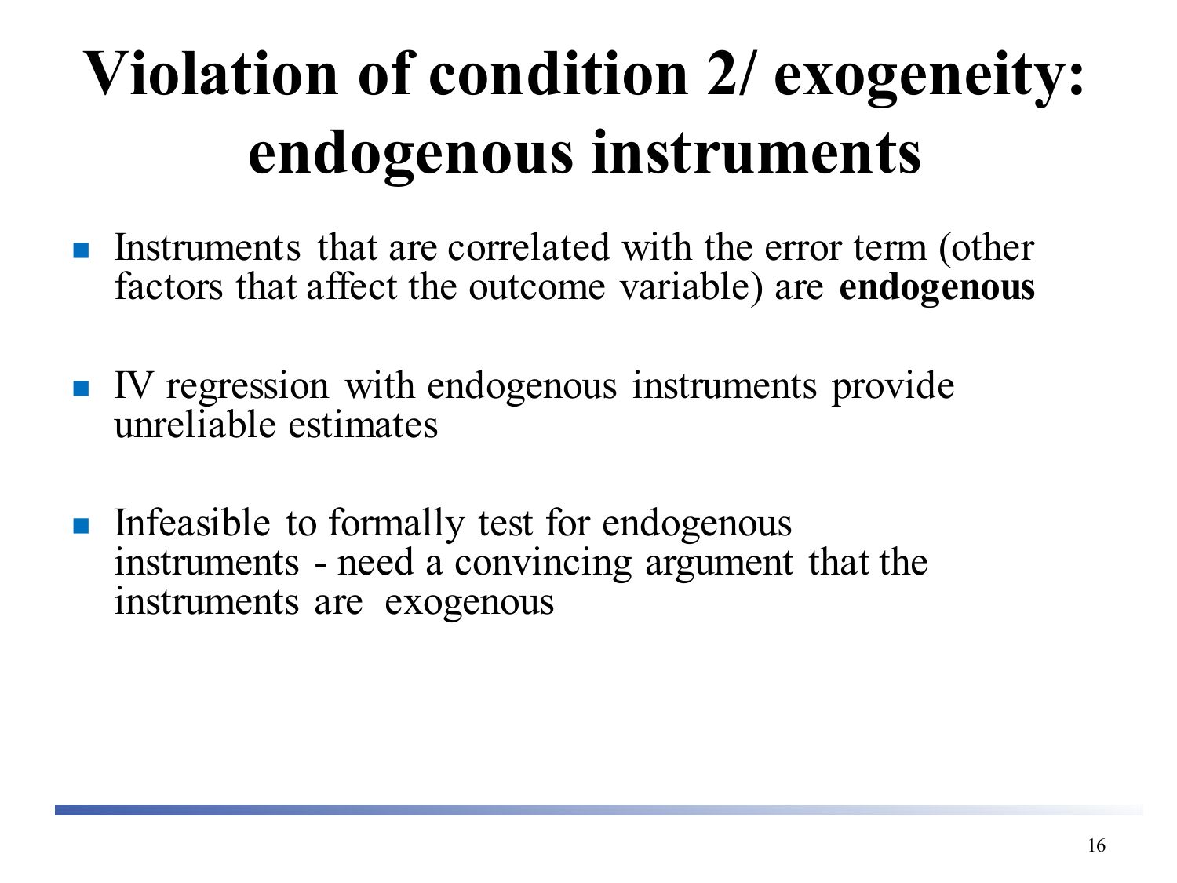# Violation of condition 2/ exogeneity: endogenous instruments

- Instruments that are correlated with the error term (other factors that affect the outcome variable) are **endogenous**
- IV regression with endogenous instruments provide unreliable estimates
- Infeasible to formally test for endogenous instruments - need a convincing argument that the instruments are exogenous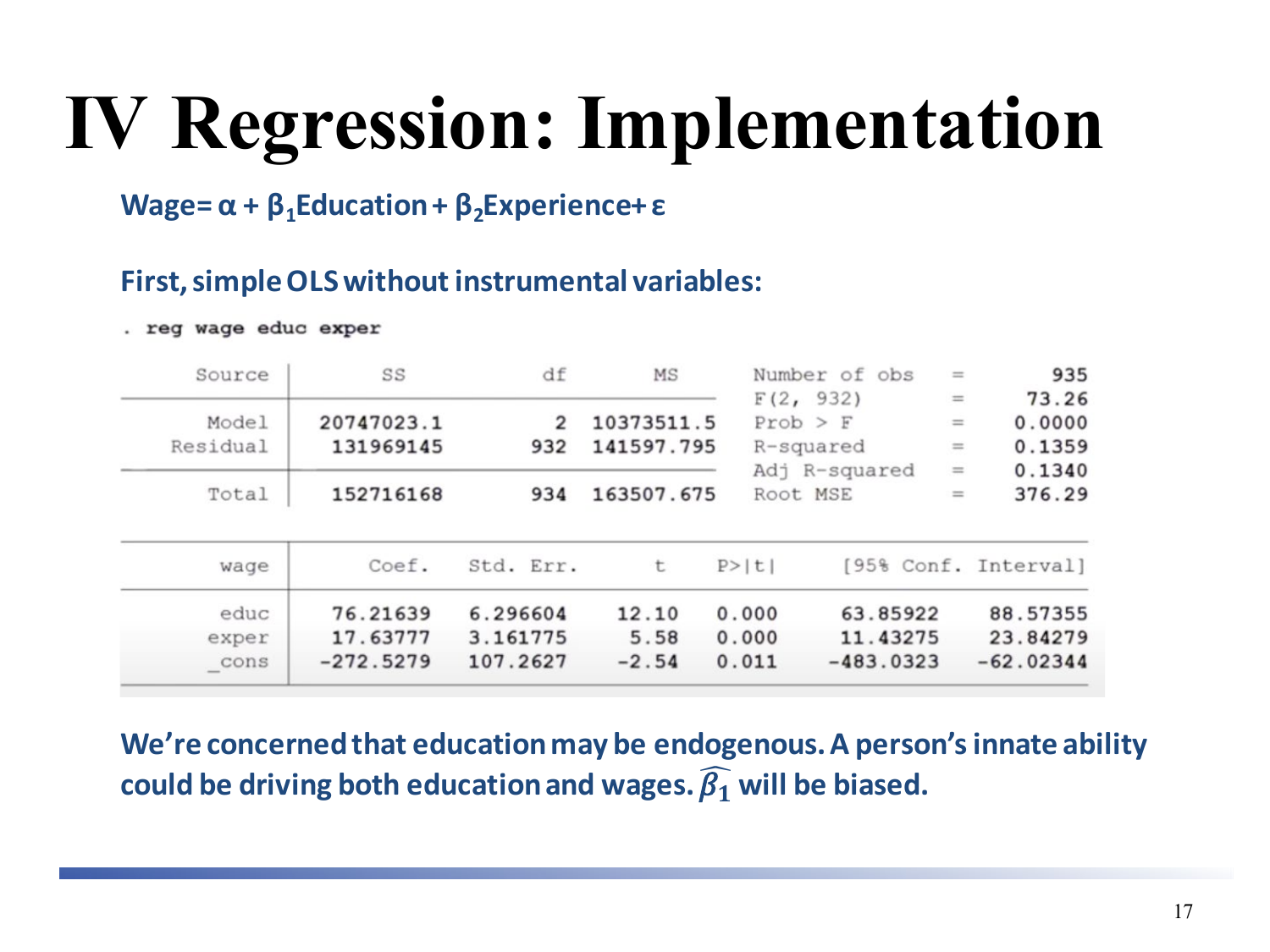# IV Regression: Implementation

**Wage= $\alpha$ + $\beta_1$Education + $\beta_2$Experience+ $\varepsilon$**

**First, simple OLS without instrumental variables:**

```
. reg wage educ exper

      Source |       SS           df       MS      Number of obs   =       935
-------------+----------------------------------   F(2, 932)       =     73.26
       Model |  20747023.1         2  10373511.5   Prob > F        =    0.0000
    Residual |   131969145       932  141597.795   R-squared       =    0.1359
-------------+----------------------------------   Adj R-squared   =    0.1340
       Total |   152716168       934  163507.675   Root MSE        =    376.29

------------------------------------------------------------------------------
        wage |      Coef.   Std. Err.      t    P>|t|     [95% Conf. Interval]
-------------+----------------------------------------------------------------
        educ |   76.21639   6.296604    12.10   0.000     63.85922    88.57355
       exper |   17.63777   3.161775     5.58   0.000     11.43275    23.84279
       _cons |  -272.5279   107.2627    -2.54   0.011    -483.0323   -62.02344
------------------------------------------------------------------------------
```

**We're concerned that education may be endogenous. A person's innate ability could be driving both education and wages. $\widehat{\beta_1}$ will be biased.**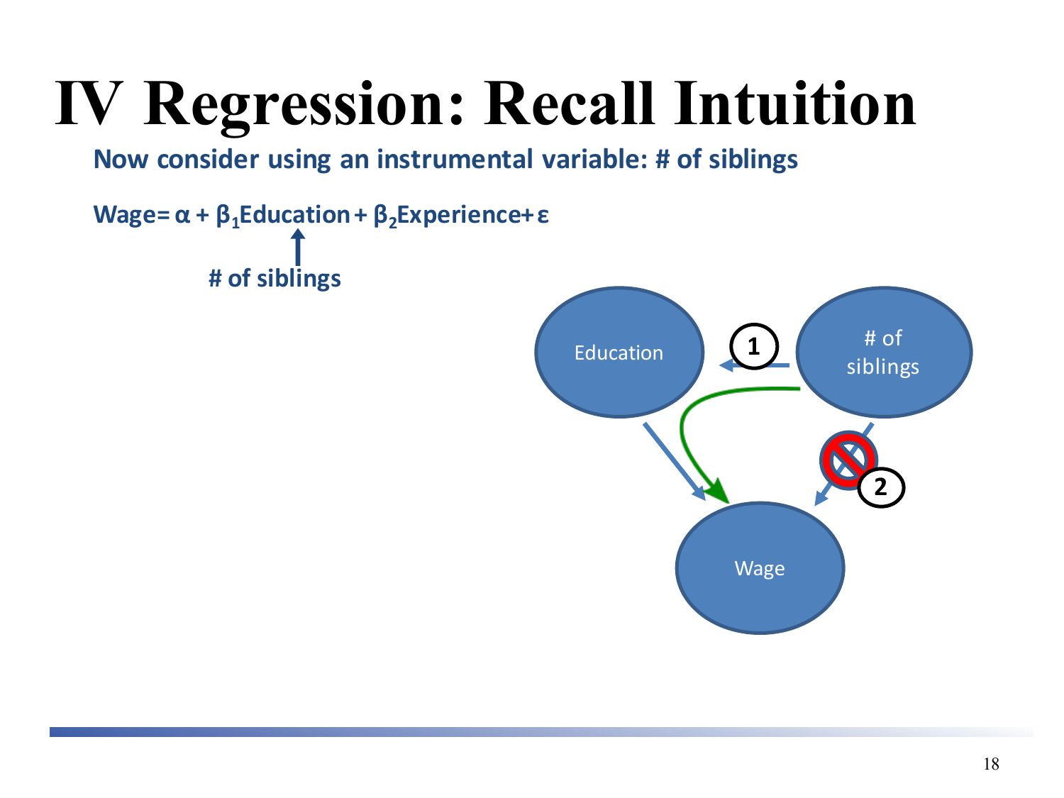# IV Regression: Recall Intuition

**Now consider using an instrumental variable: # of siblings**

**Wage= $\alpha + \beta_1$Education + $\beta_2$Experience+ $\varepsilon$**

**# of siblings**

Education

# of siblings

Wage

1

2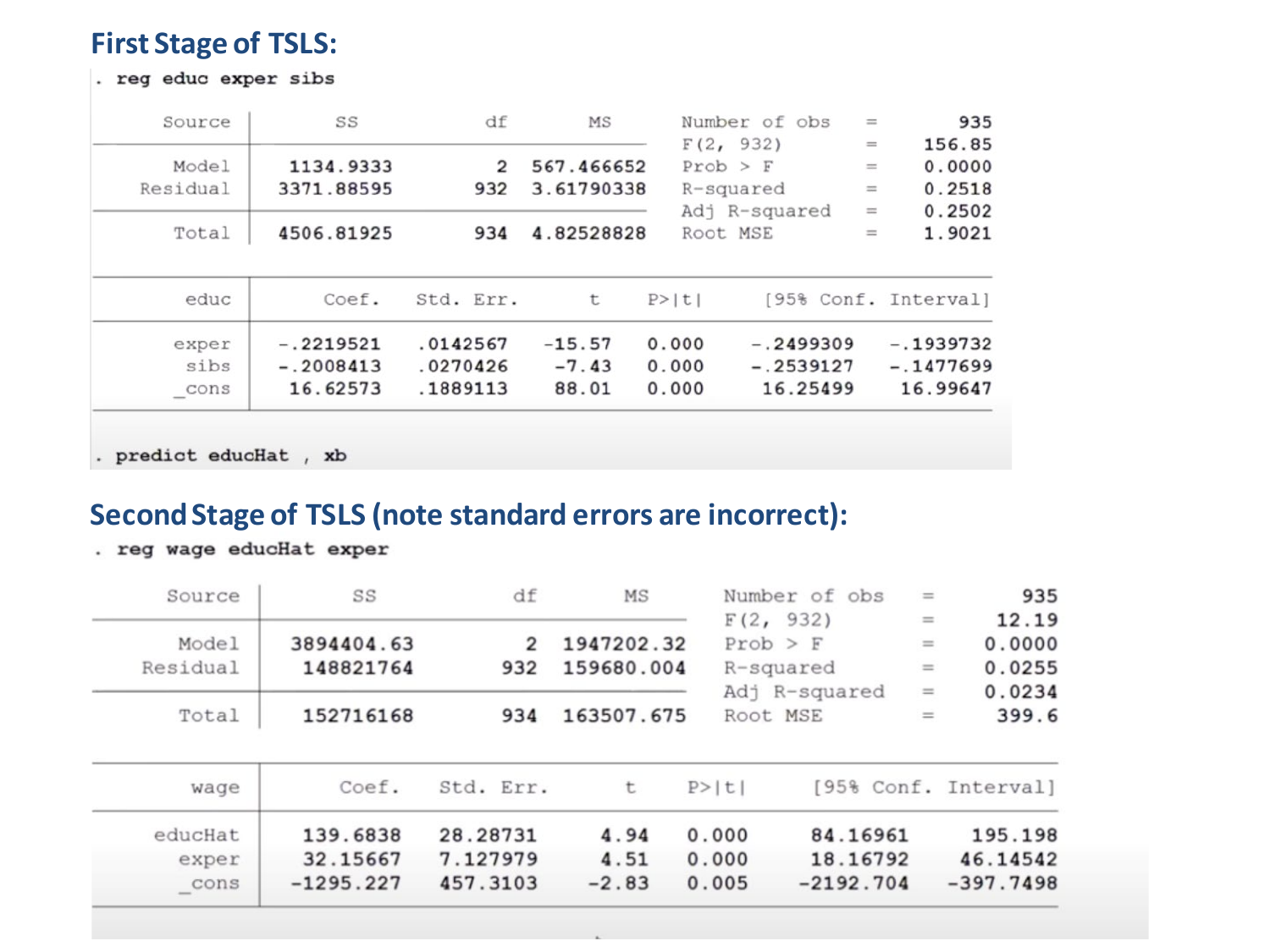## First Stage of TSLS:

```
. reg educ exper sibs

      Source |       SS           df       MS      Number of obs   =       935
-------------+----------------------------------   F(2, 932)       =    156.85
       Model |   1134.9333         2  567.466652   Prob > F        =    0.0000
    Residual |  3371.88595       932  3.61790338   R-squared       =    0.2518
-------------+----------------------------------   Adj R-squared   =    0.2502
       Total |  4506.81925       934  4.82528828   Root MSE        =    1.9021

------------------------------------------------------------------------------
        educ |      Coef.   Std. Err.      t    P>|t|     [95% Conf. Interval]
-------------+----------------------------------------------------------------
       exper |  -.2219521   .0142567   -15.57   0.000    -.2499309   -.1939732
        sibs |  -.2008413   .0270426    -7.43   0.000    -.2539127   -.1477699
       _cons |   16.62573   .1889113    88.01   0.000     16.25499    16.99647
------------------------------------------------------------------------------

. predict educHat , xb
```

## Second Stage of TSLS (note standard errors are incorrect):

```
. reg wage educHat exper

      Source |       SS           df       MS      Number of obs   =       935
-------------+----------------------------------   F(2, 932)       =     12.19
       Model |  3894404.63         2  1947202.32   Prob > F        =    0.0000
    Residual |   148821764       932  159680.004   R-squared       =    0.0255
-------------+----------------------------------   Adj R-squared   =    0.0234
       Total |   152716168       934  163507.675   Root MSE        =     399.6

------------------------------------------------------------------------------
        wage |      Coef.   Std. Err.      t    P>|t|     [95% Conf. Interval]
-------------+----------------------------------------------------------------
     educHat |   139.6838   28.28731     4.94   0.000     84.16961     195.198
       exper |   32.15667   7.127979     4.51   0.000     18.16792    46.14542
       _cons |  -1295.227   457.3103    -2.83   0.005    -2192.704   -397.7498
------------------------------------------------------------------------------
```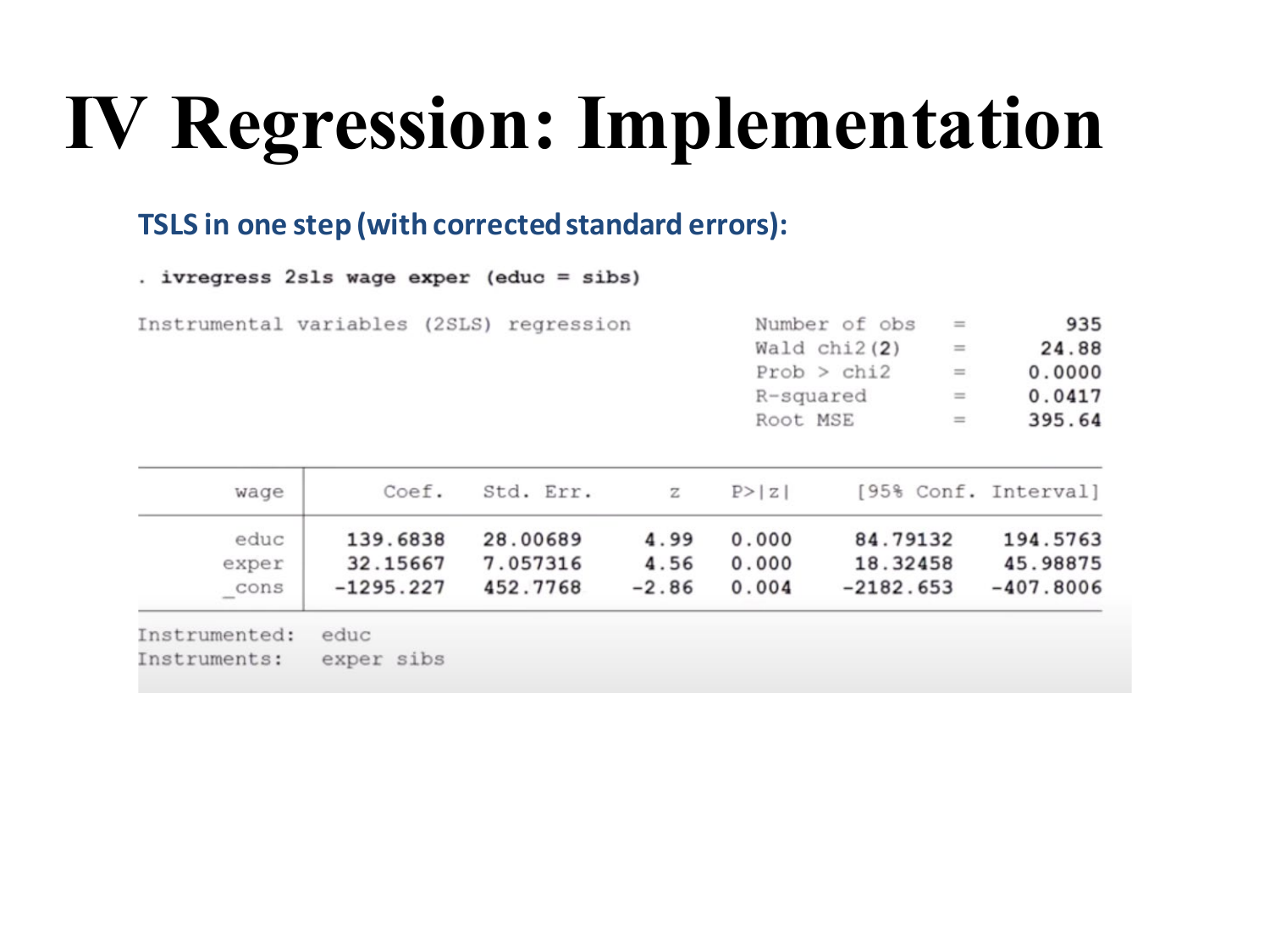# IV Regression: Implementation

**TSLS in one step (with corrected standard errors):**

```
. ivregress 2sls wage exper (educ = sibs)

Instrumental variables (2SLS) regression          Number of obs   =        935
                                                  Wald chi2(2)    =      24.88
                                                  Prob > chi2     =     0.0000
                                                  R-squared       =     0.0417
                                                  Root MSE        =     395.64

------------------------------------------------------------------------------
        wage |      Coef.   Std. Err.      z    P>|z|     [95% Conf. Interval]
-------------+----------------------------------------------------------------
        educ |   139.6838   28.00689     4.99   0.000     84.79132    194.5763
       exper |   32.15667   7.057316     4.56   0.000     18.32458    45.98875
       _cons |  -1295.227   452.7768    -2.86   0.004    -2182.653   -407.8006
------------------------------------------------------------------------------
Instrumented:  educ
Instruments:   exper sibs
```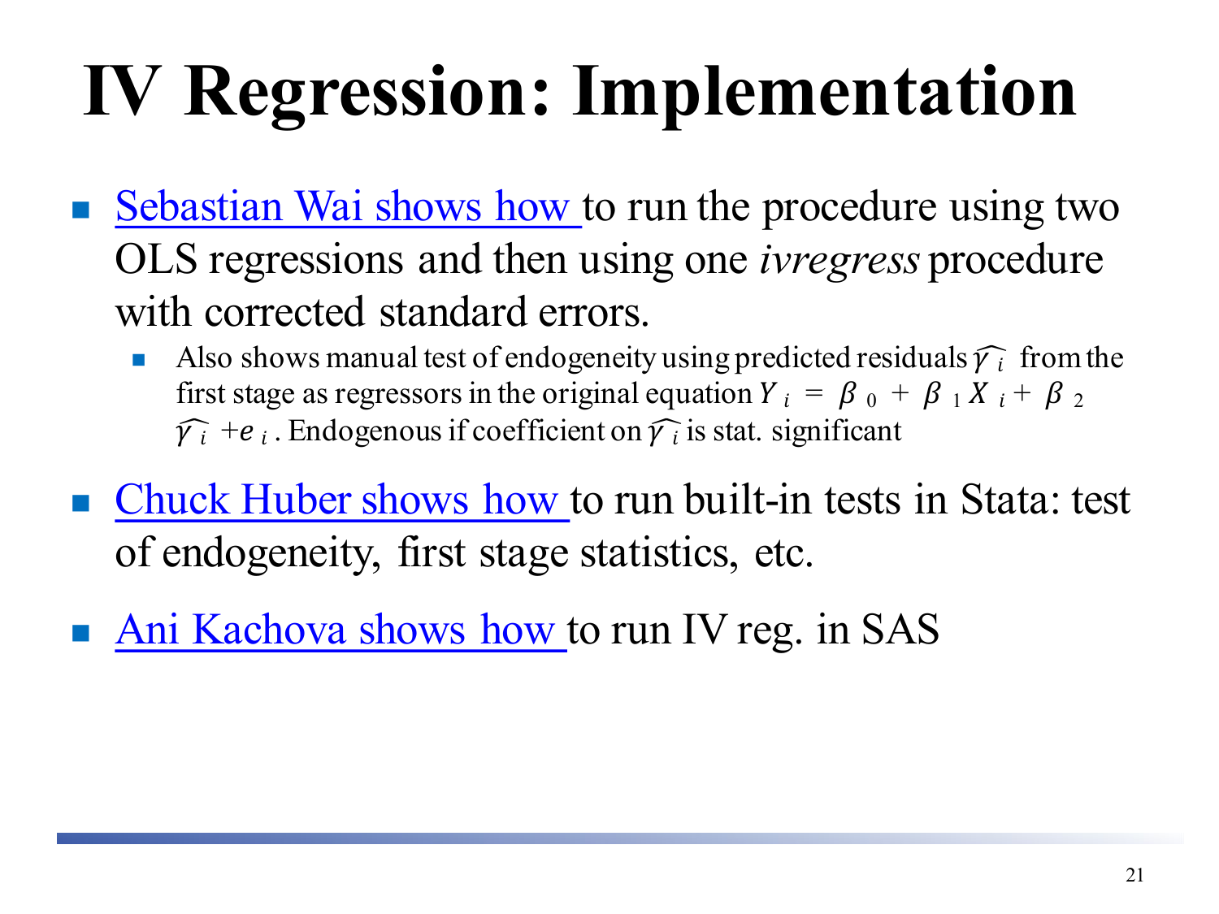# IV Regression: Implementation

- Sebastian Wai shows how to run the procedure using two OLS regressions and then using one *ivregress* procedure with corrected standard errors.
  - Also shows manual test of endogeneity using predicted residuals $\widehat{\gamma_i}$ from the first stage as regressors in the original equation $Y_i = \beta_0 + \beta_1 X_i + \beta_2 \widehat{\gamma_i} + e_i$. Endogenous if coefficient on $\widehat{\gamma_i}$ is stat. significant
- Chuck Huber shows how to run built-in tests in Stata: test of endogeneity, first stage statistics, etc.
- Ani Kachova shows how to run IV reg. in SAS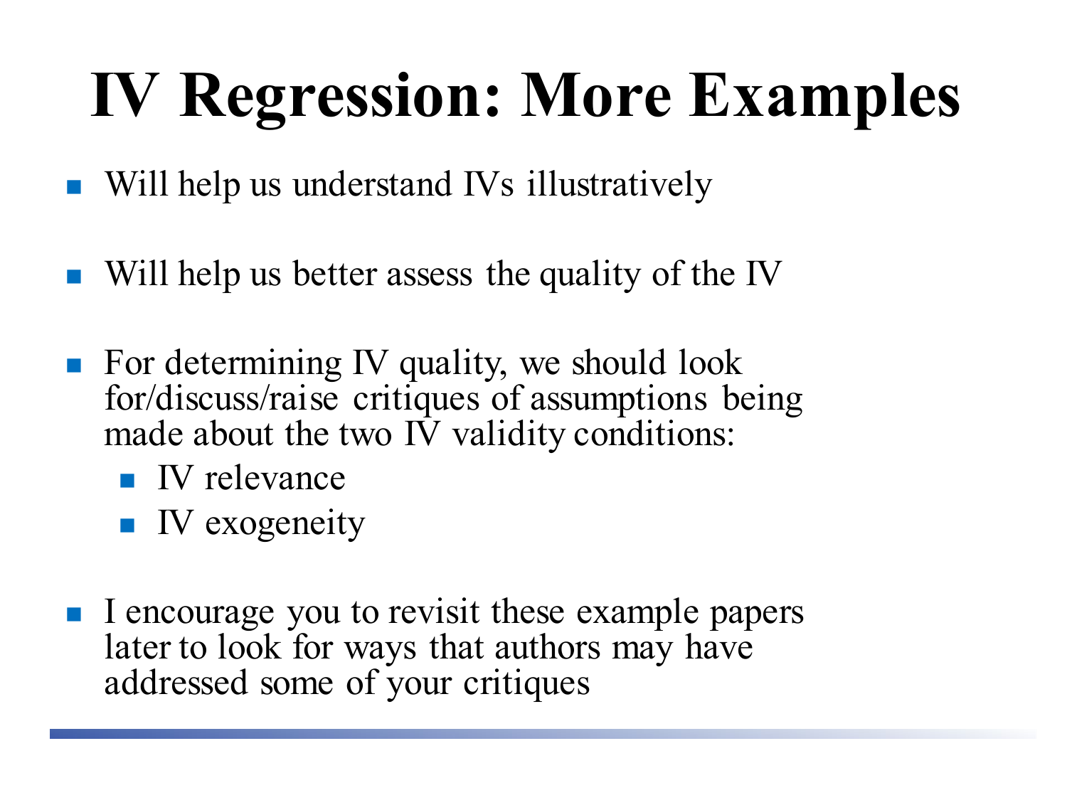# IV Regression: More Examples

- Will help us understand IVs illustratively
- Will help us better assess the quality of the IV
- For determining IV quality, we should look for/discuss/raise critiques of assumptions being made about the two IV validity conditions:
  - IV relevance
  - IV exogeneity
- I encourage you to revisit these example papers later to look for ways that authors may have addressed some of your critiques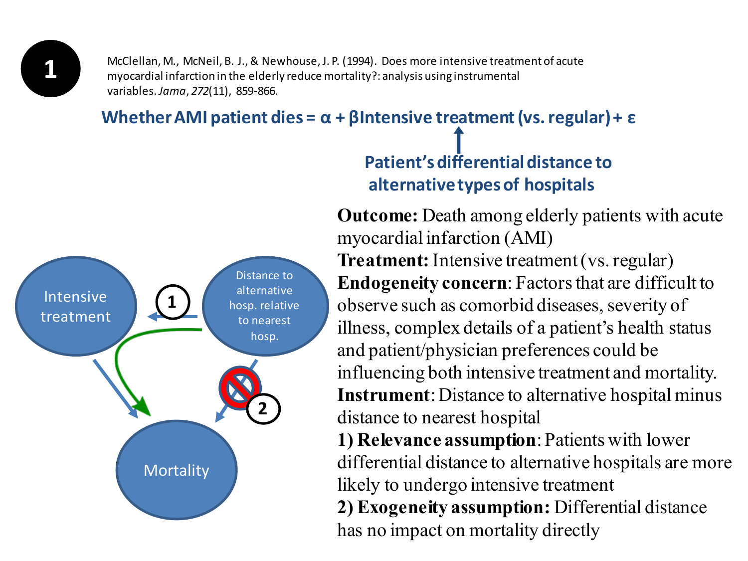**1**

McClellan, M., McNeil, B. J., & Newhouse, J. P. (1994). Does more intensive treatment of acute myocardial infarction in the elderly reduce mortality?: analysis using instrumental variables. *Jama*, *272*(11), 859-866.

**Whether AMI patient dies = α + βIntensive treatment (vs. regular) + ε**

↑

**Patient's differential distance to alternative types of hospitals**

Intensive treatment

Distance to alternative hosp. relative to nearest hosp.

Mortality

**Outcome:** Death among elderly patients with acute myocardial infarction (AMI)

**Treatment:** Intensive treatment (vs. regular)

**Endogeneity concern**: Factors that are difficult to observe such as comorbid diseases, severity of illness, complex details of a patient's health status and patient/physician preferences could be influencing both intensive treatment and mortality.

**Instrument**: Distance to alternative hospital minus distance to nearest hospital

**1) Relevance assumption**: Patients with lower differential distance to alternative hospitals are more likely to undergo intensive treatment

**2) Exogeneity assumption:** Differential distance has no impact on mortality directly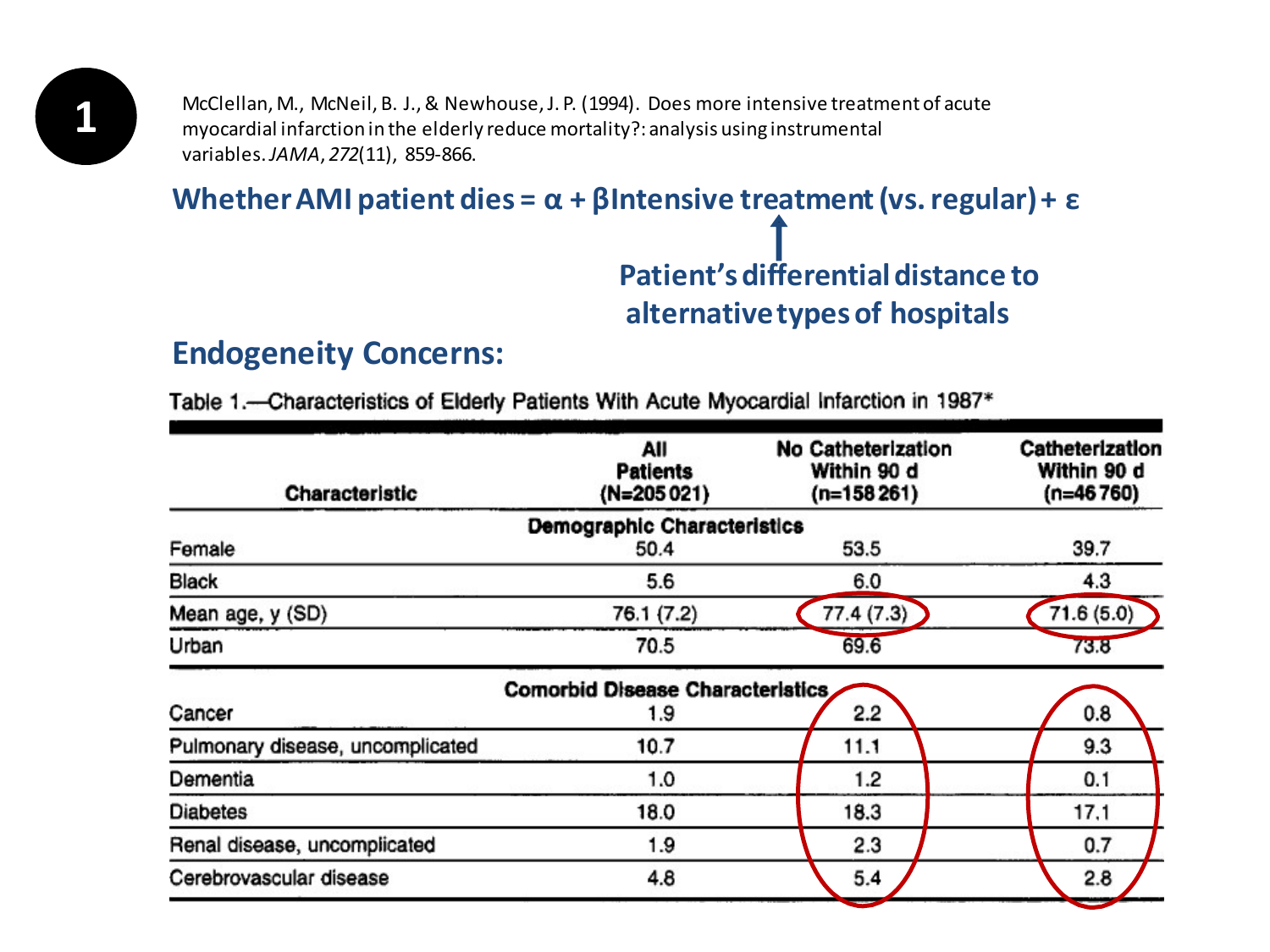1

McClellan, M., McNeil, B. J., & Newhouse, J. P. (1994). Does more intensive treatment of acute myocardial infarction in the elderly reduce mortality?: analysis using instrumental variables. *JAMA*, *272*(11), 859-866.

**Whether AMI patient dies = $\alpha$ + $\beta$Intensive treatment (vs. regular) + $\varepsilon$**

↑

**Patient's differential distance to alternative types of hospitals**

## Endogeneity Concerns:

Table 1.—Characteristics of Elderly Patients With Acute Myocardial Infarction in 1987*

| Characteristic | All Patients (N=205 021) | No Catheterization Within 90 d (n=158 261) | Catheterization Within 90 d (n=46 760) |
|---|---|---|---|
| **Demographic Characteristics** | | | |
| Female | 50.4 | 53.5 | 39.7 |
| Black | 5.6 | 6.0 | 4.3 |
| Mean age, y (SD) | 76.1 (7.2) | 77.4 (7.3) | 71.6 (5.0) |
| Urban | 70.5 | 69.6 | 73.8 |
| **Comorbid Disease Characteristics** | | | |
| Cancer | 1.9 | 2.2 | 0.8 |
| Pulmonary disease, uncomplicated | 10.7 | 11.1 | 9.3 |
| Dementia | 1.0 | 1.2 | 0.1 |
| Diabetes | 18.0 | 18.3 | 17.1 |
| Renal disease, uncomplicated | 1.9 | 2.3 | 0.7 |
| Cerebrovascular disease | 4.8 | 5.4 | 2.8 |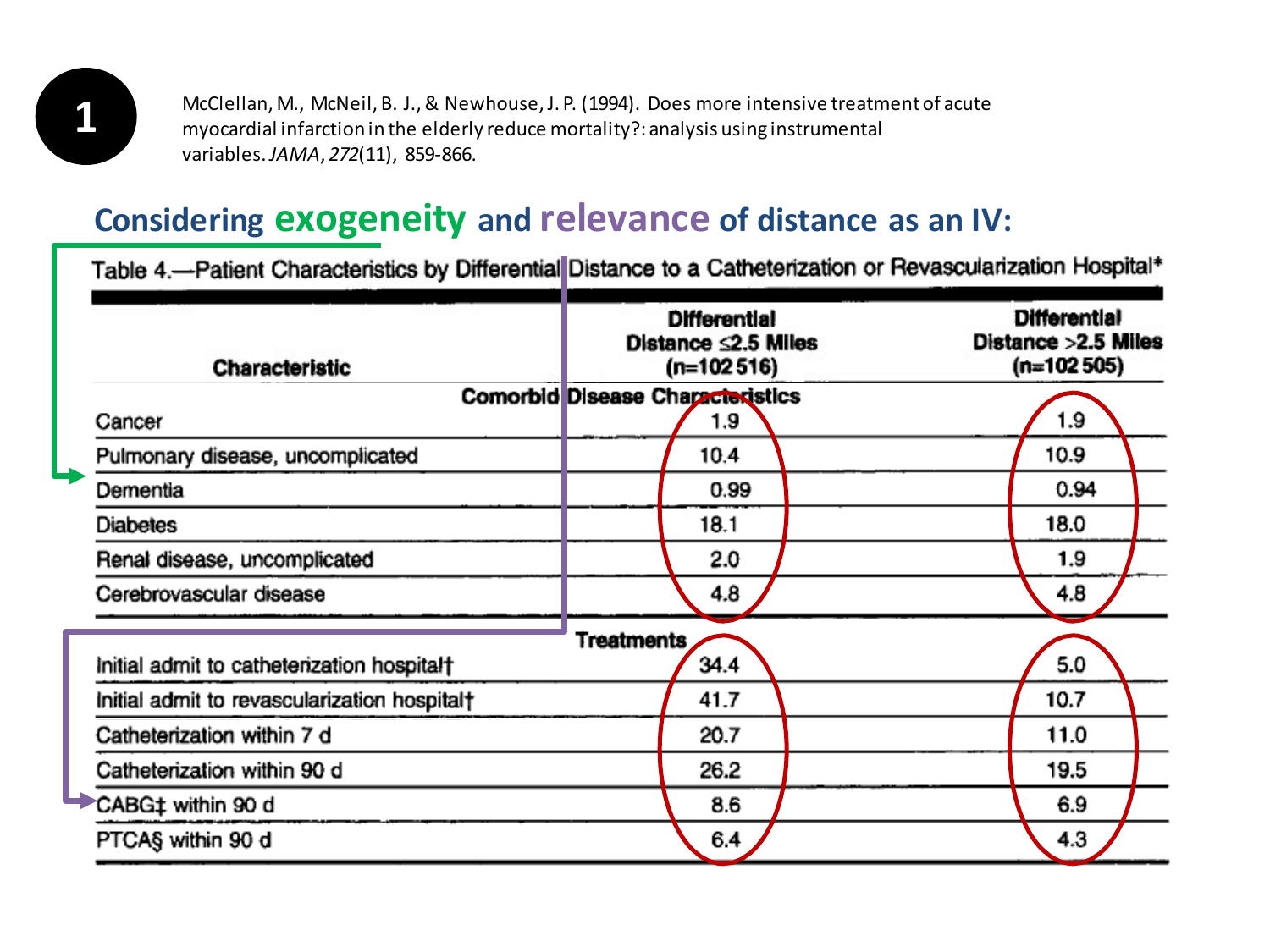1

McClellan, M., McNeil, B. J., & Newhouse, J. P. (1994). Does more intensive treatment of acute myocardial infarction in the elderly reduce mortality?: analysis using instrumental variables. *JAMA*, *272*(11), 859-866.

## Considering exogeneity and relevance of distance as an IV:

Table 4.—Patient Characteristics by Differential Distance to a Catheterization or Revascularization Hospital*

| Characteristic | Differential Distance ≤2.5 Miles (n=102 516) | Differential Distance >2.5 Miles (n=102 505) |
|---|---|---|
| **Comorbid Disease Characteristics** | | |
| Cancer | 1.9 | 1.9 |
| Pulmonary disease, uncomplicated | 10.4 | 10.9 |
| Dementia | 0.99 | 0.94 |
| Diabetes | 18.1 | 18.0 |
| Renal disease, uncomplicated | 2.0 | 1.9 |
| Cerebrovascular disease | 4.8 | 4.8 |
| **Treatments** | | |
| Initial admit to catheterization hospital† | 34.4 | 5.0 |
| Initial admit to revascularization hospital† | 41.7 | 10.7 |
| Catheterization within 7 d | 20.7 | 11.0 |
| Catheterization within 90 d | 26.2 | 19.5 |
| CABG‡ within 90 d | 8.6 | 6.9 |
| PTCA§ within 90 d | 6.4 | 4.3 |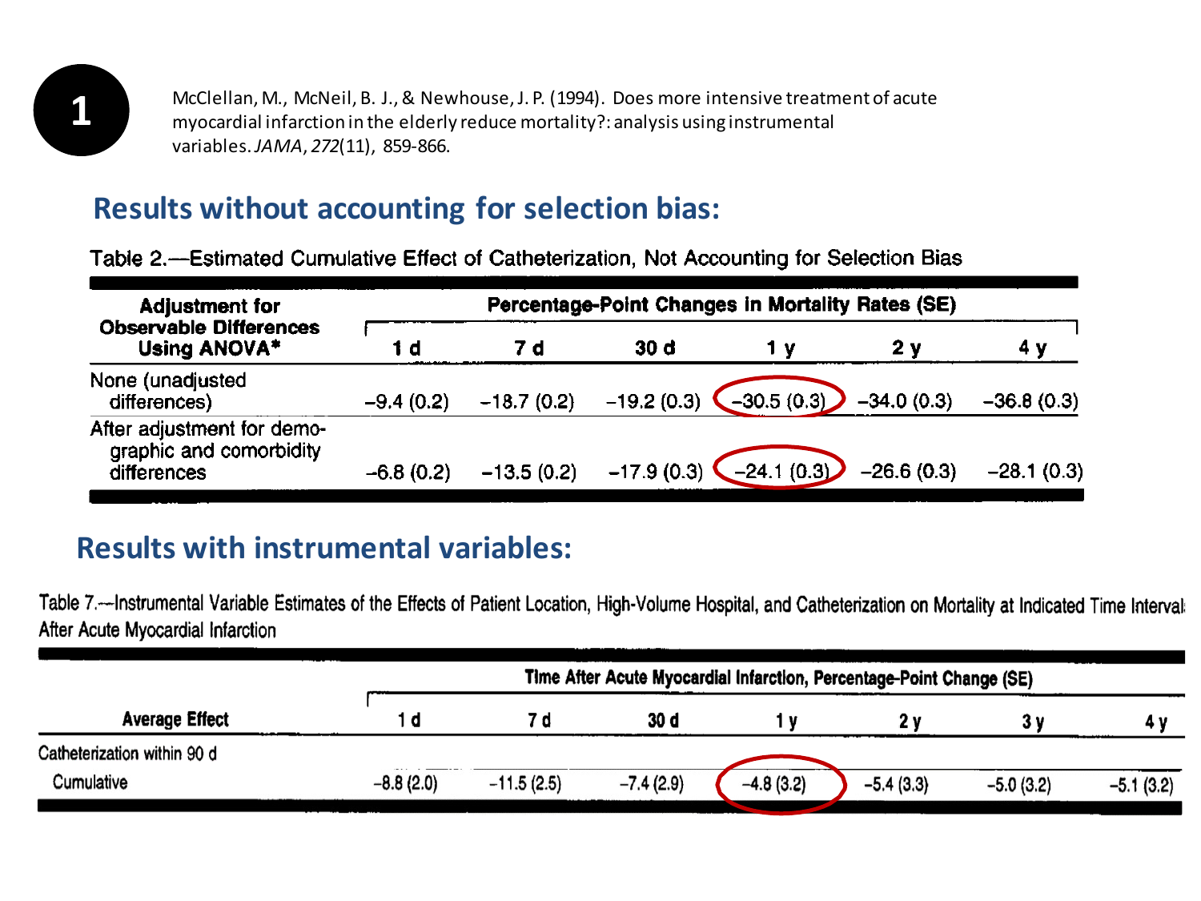**1**

McClellan, M., McNeil, B. J., & Newhouse, J. P. (1994). Does more intensive treatment of acute myocardial infarction in the elderly reduce mortality?: analysis using instrumental variables. *JAMA*, *272*(11), 859-866.

## Results without accounting for selection bias:

Table 2.—Estimated Cumulative Effect of Catheterization, Not Accounting for Selection Bias

| Adjustment for Observable Differences Using ANOVA* | Percentage-Point Changes in Mortality Rates (SE) | | | | | |
|---|---|---|---|---|---|---|
| | 1 d | 7 d | 30 d | 1 y | 2 y | 4 y |
| None (unadjusted differences) | −9.4 (0.2) | −18.7 (0.2) | −19.2 (0.3) | −30.5 (0.3) | −34.0 (0.3) | −36.8 (0.3) |
| After adjustment for demographic and comorbidity differences | −6.8 (0.2) | −13.5 (0.2) | −17.9 (0.3) | −24.1 (0.3) | −26.6 (0.3) | −28.1 (0.3) |

## Results with instrumental variables:

Table 7.—Instrumental Variable Estimates of the Effects of Patient Location, High-Volume Hospital, and Catheterization on Mortality at Indicated Time Intervals After Acute Myocardial Infarction

| Average Effect | Time After Acute Myocardial Infarction, Percentage-Point Change (SE) | | | | | | |
|---|---|---|---|---|---|---|---|
| | 1 d | 7 d | 30 d | 1 y | 2 y | 3 y | 4 y |
| Catheterization within 90 d | | | | | | | |
| Cumulative | −8.8 (2.0) | −11.5 (2.5) | −7.4 (2.9) | −4.8 (3.2) | −5.4 (3.3) | −5.0 (3.2) | −5.1 (3.2) |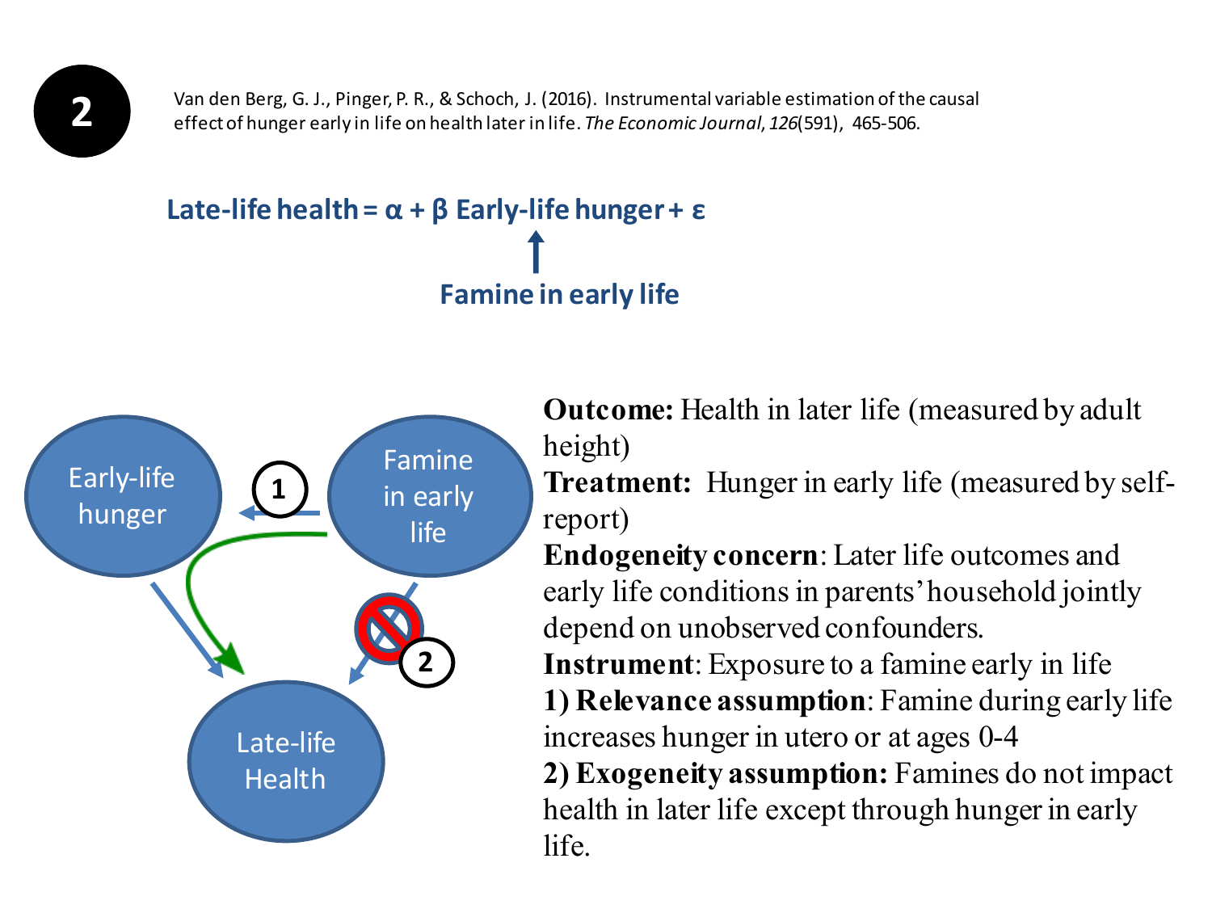**2**

Van den Berg, G. J., Pinger, P. R., & Schoch, J. (2016). Instrumental variable estimation of the causal effect of hunger early in life on health later in life. *The Economic Journal*, *126*(591), 465-506.

**Late-life health = α + β Early-life hunger + ε**

↑

**Famine in early life**

Early-life hunger

Famine in early life

Late-life Health

1

2

**Outcome:** Health in later life (measured by adult height)

**Treatment:** Hunger in early life (measured by self-report)

**Endogeneity concern**: Later life outcomes and early life conditions in parents' household jointly depend on unobserved confounders.

**Instrument**: Exposure to a famine early in life

**1) Relevance assumption**: Famine during early life increases hunger in utero or at ages 0-4

**2) Exogeneity assumption:** Famines do not impact health in later life except through hunger in early life.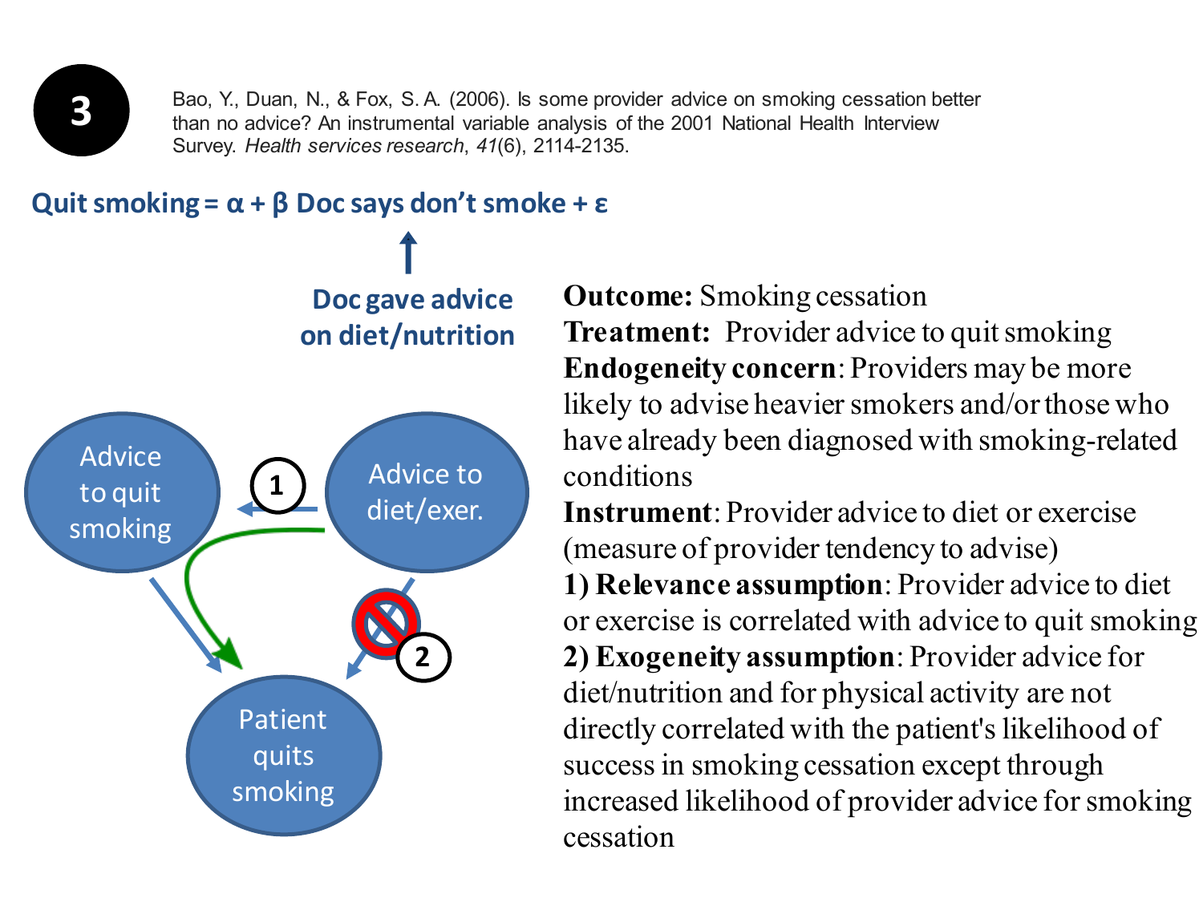**3**

Bao, Y., Duan, N., & Fox, S. A. (2006). Is some provider advice on smoking cessation better than no advice? An instrumental variable analysis of the 2001 National Health Interview Survey. *Health services research*, *41*(6), 2114-2135.

**Quit smoking = $\alpha$ + $\beta$ Doc says don't smoke + $\varepsilon$**

**Doc gave advice on diet/nutrition**

Advice to quit smoking

Advice to diet/exer.

Patient quits smoking

1

2

**Outcome:** Smoking cessation

**Treatment:** Provider advice to quit smoking

**Endogeneity concern**: Providers may be more likely to advise heavier smokers and/or those who have already been diagnosed with smoking-related conditions

**Instrument**: Provider advice to diet or exercise (measure of provider tendency to advise)

**1) Relevance assumption**: Provider advice to diet or exercise is correlated with advice to quit smoking

**2) Exogeneity assumption**: Provider advice for diet/nutrition and for physical activity are not directly correlated with the patient's likelihood of success in smoking cessation except through increased likelihood of provider advice for smoking cessation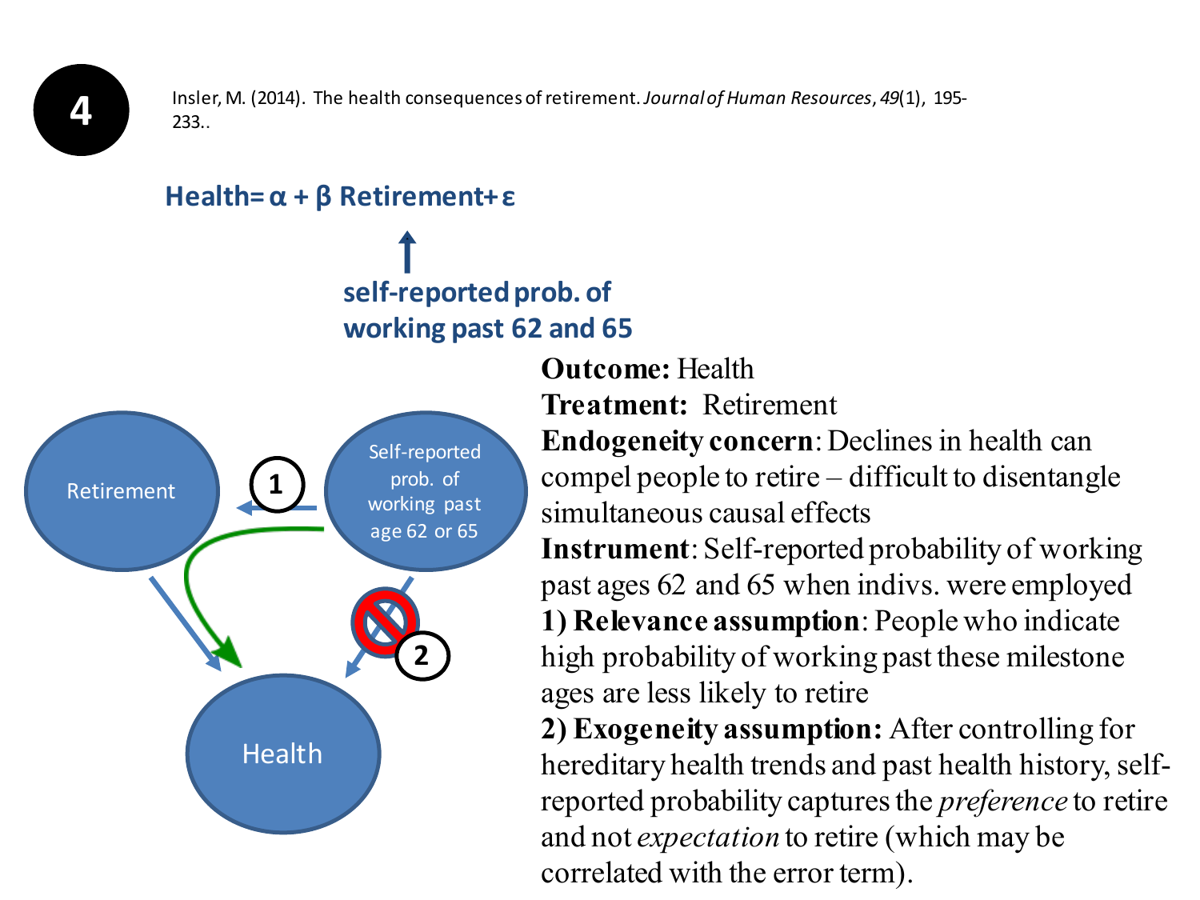**4**

Insler, M. (2014). The health consequences of retirement. *Journal of Human Resources*, *49*(1), 195-233..

$$\text{Health} = \alpha + \beta \text{ Retirement} + \varepsilon$$

↑

**self-reported prob. of working past 62 and 65**

Retirement

Self-reported prob. of working past age 62 or 65

Health

1

2

**Outcome:** Health

**Treatment:** Retirement

**Endogeneity concern**: Declines in health can compel people to retire – difficult to disentangle simultaneous causal effects

**Instrument**: Self-reported probability of working past ages 62 and 65 when indivs. were employed

**1) Relevance assumption**: People who indicate high probability of working past these milestone ages are less likely to retire

**2) Exogeneity assumption:** After controlling for hereditary health trends and past health history, self-reported probability captures the *preference* to retire and not *expectation* to retire (which may be correlated with the error term).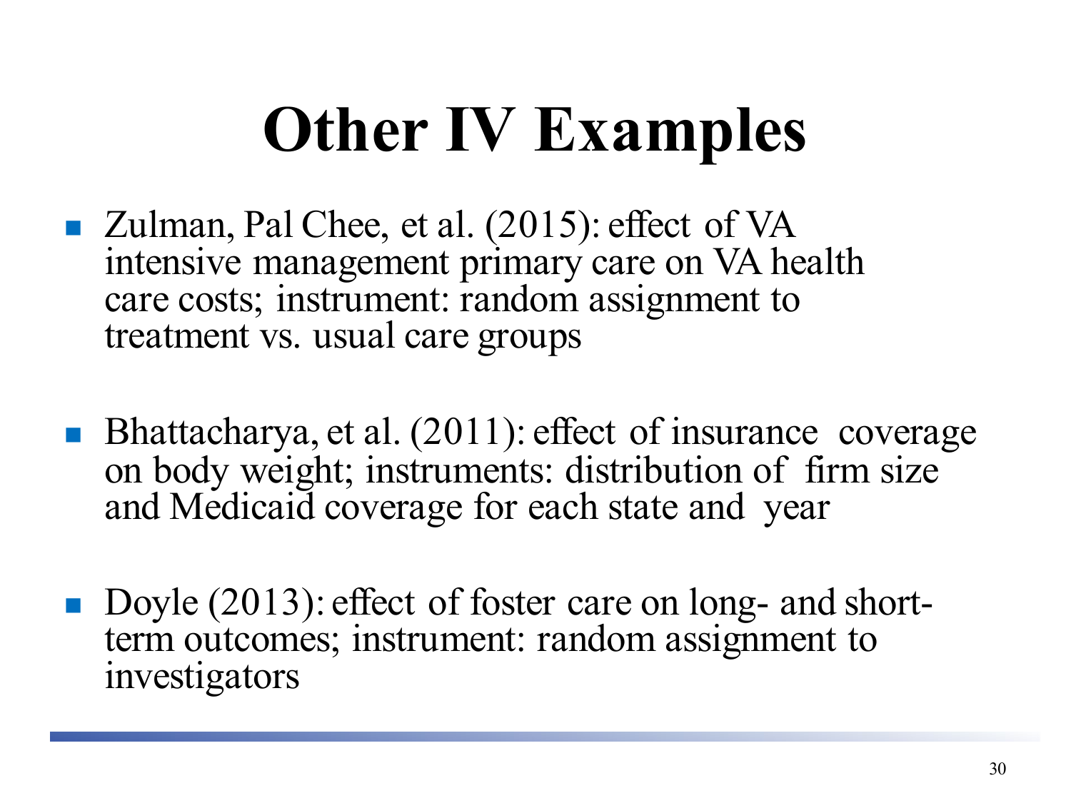# Other IV Examples

- Zulman, Pal Chee, et al. (2015): effect of VA intensive management primary care on VA health care costs; instrument: random assignment to treatment vs. usual care groups

- Bhattacharya, et al. (2011): effect of insurance coverage on body weight; instruments: distribution of firm size and Medicaid coverage for each state and year

- Doyle (2013): effect of foster care on long- and short-term outcomes; instrument: random assignment to investigators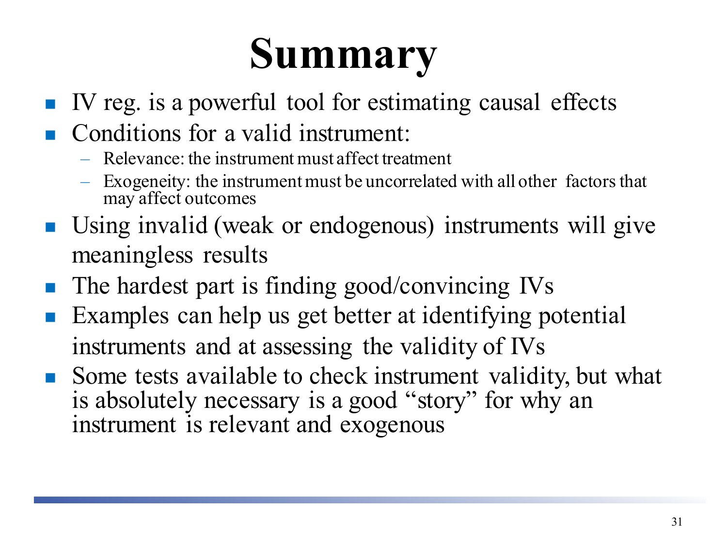# Summary

- IV reg. is a powerful tool for estimating causal effects
- Conditions for a valid instrument:
  - Relevance: the instrument must affect treatment
  - Exogeneity: the instrument must be uncorrelated with all other factors that may affect outcomes
- Using invalid (weak or endogenous) instruments will give meaningless results
- The hardest part is finding good/convincing IVs
- Examples can help us get better at identifying potential instruments and at assessing the validity of IVs
- Some tests available to check instrument validity, but what is absolutely necessary is a good "story" for why an instrument is relevant and exogenous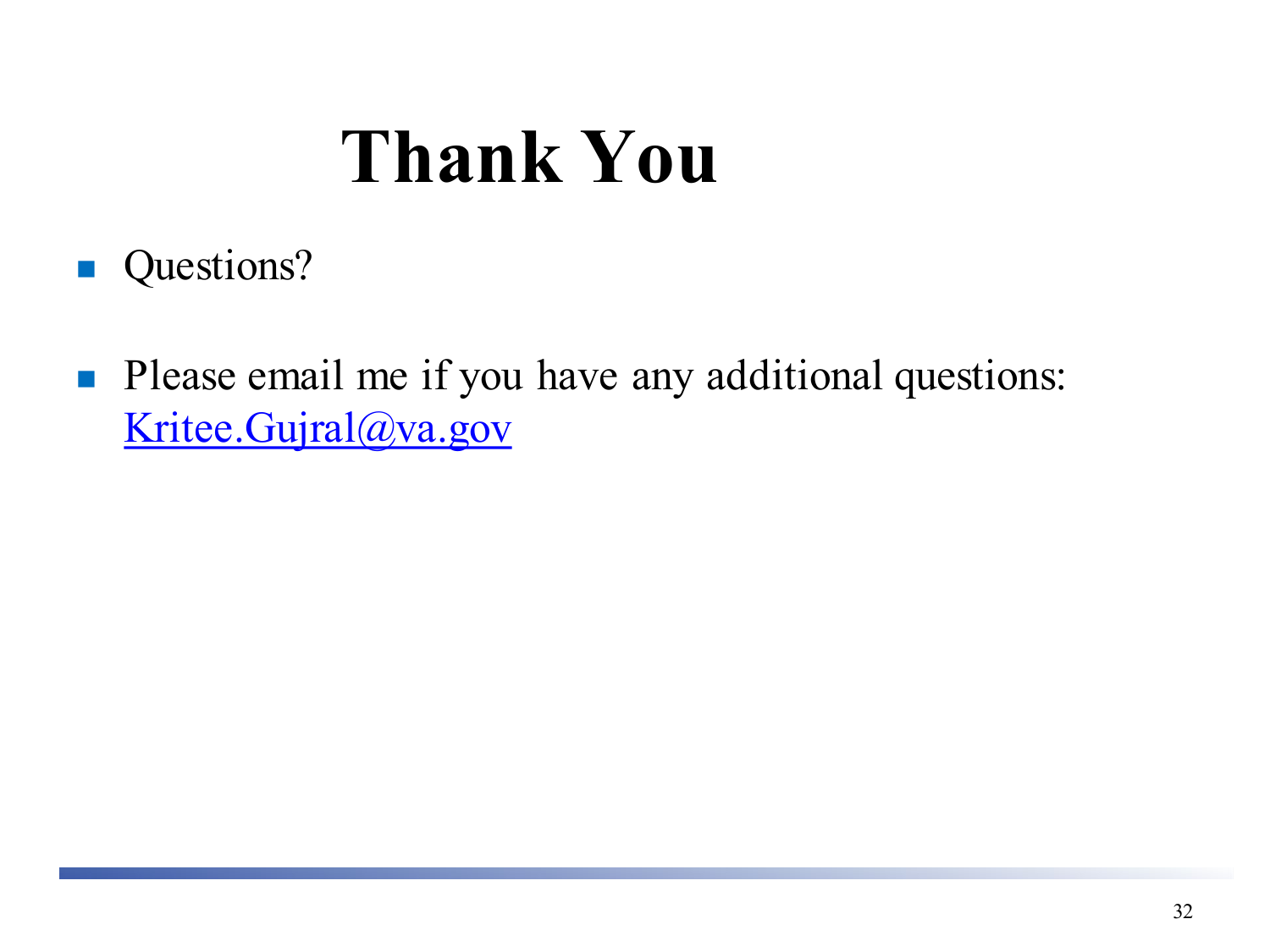# Thank You

- Questions?

- Please email me if you have any additional questions: Kritee.Gujral@va.gov